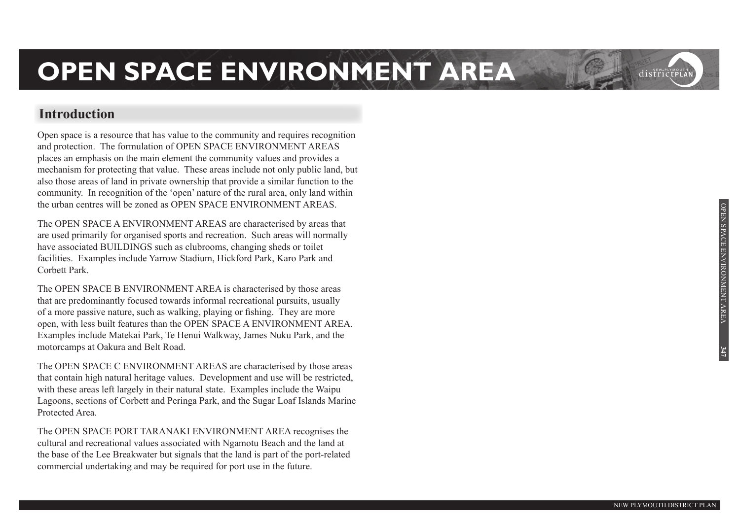# OPEN SPACE ENVIRONMENT AREA

## Introduction

Open space is a resource that has value to the community and requires recognition and protection. The formulation of OPEN SPACE ENVIRONMENT AREAS places an emphasis on the main element the community values and provides a mechanism for protecting that value. These areas include not only public land, but also those areas of land in private ownership that provide a similar function to the community. In recognition of the 'open' nature of the rural area, only land within the urban centres will be zoned as OPEN SPACE ENVIRONMENT AREAS.

The OPEN SPACE A ENVIRONMENT AREAS are characterised by areas that are used primarily for organised sports and recreation. Such areas will normally have associated BUILDINGS such as clubrooms, changing sheds or toilet facilities. Examples include Yarrow Stadium, Hickford Park, Karo Park and Corbett Park.

The OPEN SPACE B ENVIRONMENT AREA is characterised by those areas that are predominantly focused towards informal recreational pursuits, usually of a more passive nature, such as walking, playing or fishing. They are more open, with less built features than the OPEN SPACE A ENVIRONMENT AREA. Examples include Matekai Park, Te Henui Walkway, James Nuku Park, and the motorcamps at Oakura and Belt Road.

The OPEN SPACE C ENVIRONMENT AREAS are characterised by those areas that contain high natural heritage values. Development and use will be restricted, with these areas left largely in their natural state. Examples include the Waipu Lagoons, sections of Corbett and Peringa Park, and the Sugar Loaf Islands Marine Protected Area.

The OPEN SPACE PORT TARANAKI ENVIRONMENT AREA recognises the cultural and recreational values associated with Ngamotu Beach and the land at the base of the Lee Breakwater but signals that the land is part of the port-related commercial undertaking and may be required for port use in the future.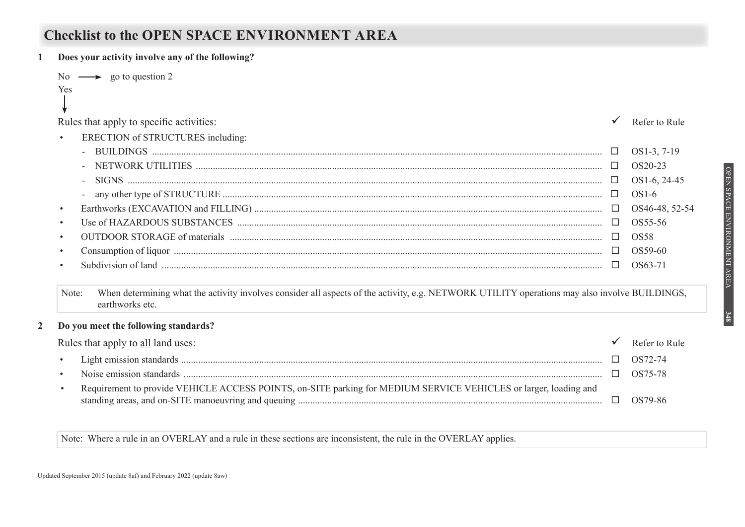## Checklist to the OPEN SPACE ENVIRONMENT AREA

**1 Does your activity involve any of the following?**

No → go to question 2

Yes ↓

| Rules that apply to specific activities: | ✓ | Refer to Rule |
|---|---|---|
| • ERECTION of STRUCTURES including: | | |
| - BUILDINGS | ☐ | OS1-3, 7-19 |
| - NETWORK UTILITIES | ☐ | OS20-23 |
| - SIGNS | ☐ | OS1-6, 24-45 |
| - any other type of STRUCTURE | ☐ | OS1-6 |
| • Earthworks (EXCAVATION and FILLING) | ☐ | OS46-48, 52-54 |
| • Use of HAZARDOUS SUBSTANCES | ☐ | OS55-56 |
| • OUTDOOR STORAGE of materials | ☐ | OS58 |
| • Consumption of liquor | ☐ | OS59-60 |
| • Subdivision of land | ☐ | OS63-71 |

Note: When determining what the activity involves consider all aspects of the activity, e.g. NETWORK UTILITY operations may also involve BUILDINGS, earthworks etc.

**2 Do you meet the following standards?**

| Rules that apply to all land uses: | ✓ | Refer to Rule |
|---|---|---|
| • Light emission standards | ☐ | OS72-74 |
| • Noise emission standards | ☐ | OS75-78 |
| • Requirement to provide VEHICLE ACCESS POINTS, on-SITE parking for MEDIUM SERVICE VEHICLES or larger, loading and standing areas, and on-SITE manoeuvring and queuing | ☐ | OS79-86 |

Note: Where a rule in an OVERLAY and a rule in these sections are inconsistent, the rule in the OVERLAY applies.

Updated September 2015 (update 8af) and February 2022 (update 8aw)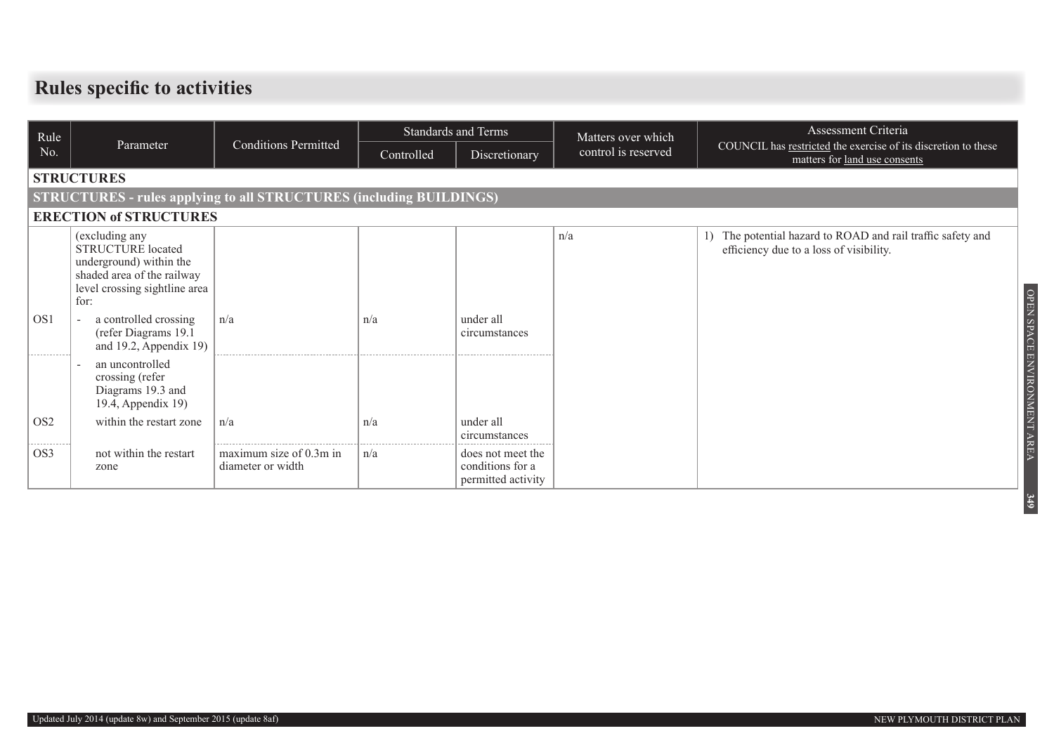# Rules specific to activities

| Rule No. | Parameter | Conditions Permitted | Standards and Terms | | Matters over which control is reserved | Assessment Criteria COUNCIL has restricted the exercise of its discretion to these matters for land use consents |
|---|---|---|---|---|---|---|
| | | | Controlled | Discretionary | | |
| **STRUCTURES** | | | | | | |
| **STRUCTURES - rules applying to all STRUCTURES (including BUILDINGS)** | | | | | | |
| **ERECTION of STRUCTURES** | | | | | | |
| | (excluding any STRUCTURE located underground) within the shaded area of the railway level crossing sightline area for: | | | | n/a | 1) The potential hazard to ROAD and rail traffic safety and efficiency due to a loss of visibility. |
| OS1 | - a controlled crossing (refer Diagrams 19.1 and 19.2, Appendix 19) | n/a | n/a | under all circumstances | | |
| | - an uncontrolled crossing (refer Diagrams 19.3 and 19.4, Appendix 19) | | | | | |
| OS2 | within the restart zone | n/a | n/a | under all circumstances | | |
| OS3 | not within the restart zone | maximum size of 0.3m in diameter or width | n/a | does not meet the conditions for a permitted activity | | |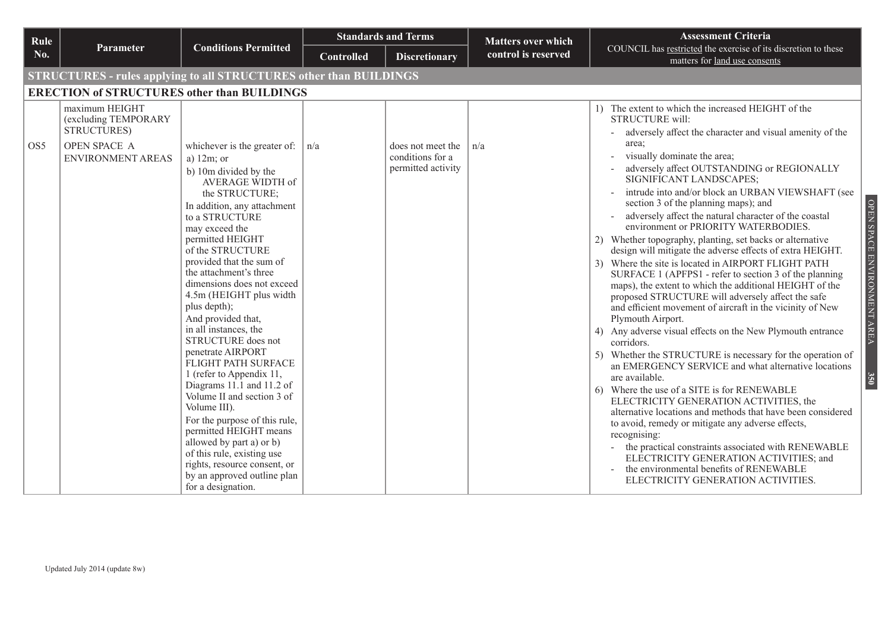| Rule No. | Parameter | Conditions Permitted | Standards and Terms | | Matters over which control is reserved | Assessment Criteria COUNCIL has restricted the exercise of its discretion to these matters for land use consents |
|---|---|---|---|---|---|---|
| | | | Controlled | Discretionary | | |
| **STRUCTURES - rules applying to all STRUCTURES other than BUILDINGS** | | | | | | |
| **ERECTION of STRUCTURES other than BUILDINGS** | | | | | | |
| OS5 | maximum HEIGHT (excluding TEMPORARY STRUCTURES)<br><br>OPEN SPACE A ENVIRONMENT AREAS | whichever is the greater of:<br>a) 12m; or<br>b) 10m divided by the AVERAGE WIDTH of the STRUCTURE;<br>In addition, any attachment to a STRUCTURE may exceed the permitted HEIGHT of the STRUCTURE provided that the sum of the attachment's three dimensions does not exceed 4.5m (HEIGHT plus width plus depth);<br>And provided that, in all instances, the STRUCTURE does not penetrate AIRPORT FLIGHT PATH SURFACE 1 (refer to Appendix 11, Diagrams 11.1 and 11.2 of Volume II and section 3 of Volume III).<br>For the purpose of this rule, permitted HEIGHT means allowed by part a) or b) of this rule, existing use rights, resource consent, or by an approved outline plan for a designation. | n/a | does not meet the conditions for a permitted activity | n/a | 1) The extent to which the increased HEIGHT of the STRUCTURE will:<br>- adversely affect the character and visual amenity of the area;<br>- visually dominate the area;<br>- adversely affect OUTSTANDING or REGIONALLY SIGNIFICANT LANDSCAPES;<br>- intrude into and/or block an URBAN VIEWSHAFT (see section 3 of the planning maps); and<br>- adversely affect the natural character of the coastal environment or PRIORITY WATERBODIES.<br>2) Whether topography, planting, set backs or alternative design will mitigate the adverse effects of extra HEIGHT.<br>3) Where the site is located in AIRPORT FLIGHT PATH SURFACE 1 (APFPS1 - refer to section 3 of the planning maps), the extent to which the additional HEIGHT of the proposed STRUCTURE will adversely affect the safe and efficient movement of aircraft in the vicinity of New Plymouth Airport.<br>4) Any adverse visual effects on the New Plymouth entrance corridors.<br>5) Whether the STRUCTURE is necessary for the operation of an EMERGENCY SERVICE and what alternative locations are available.<br>6) Where the use of a SITE is for RENEWABLE ELECTRICITY GENERATION ACTIVITIES, the alternative locations and methods that have been considered to avoid, remedy or mitigate any adverse effects, recognising:<br>- the practical constraints associated with RENEWABLE ELECTRICITY GENERATION ACTIVITIES; and<br>- the environmental benefits of RENEWABLE ELECTRICITY GENERATION ACTIVITIES. |

Updated July 2014 (update 8w)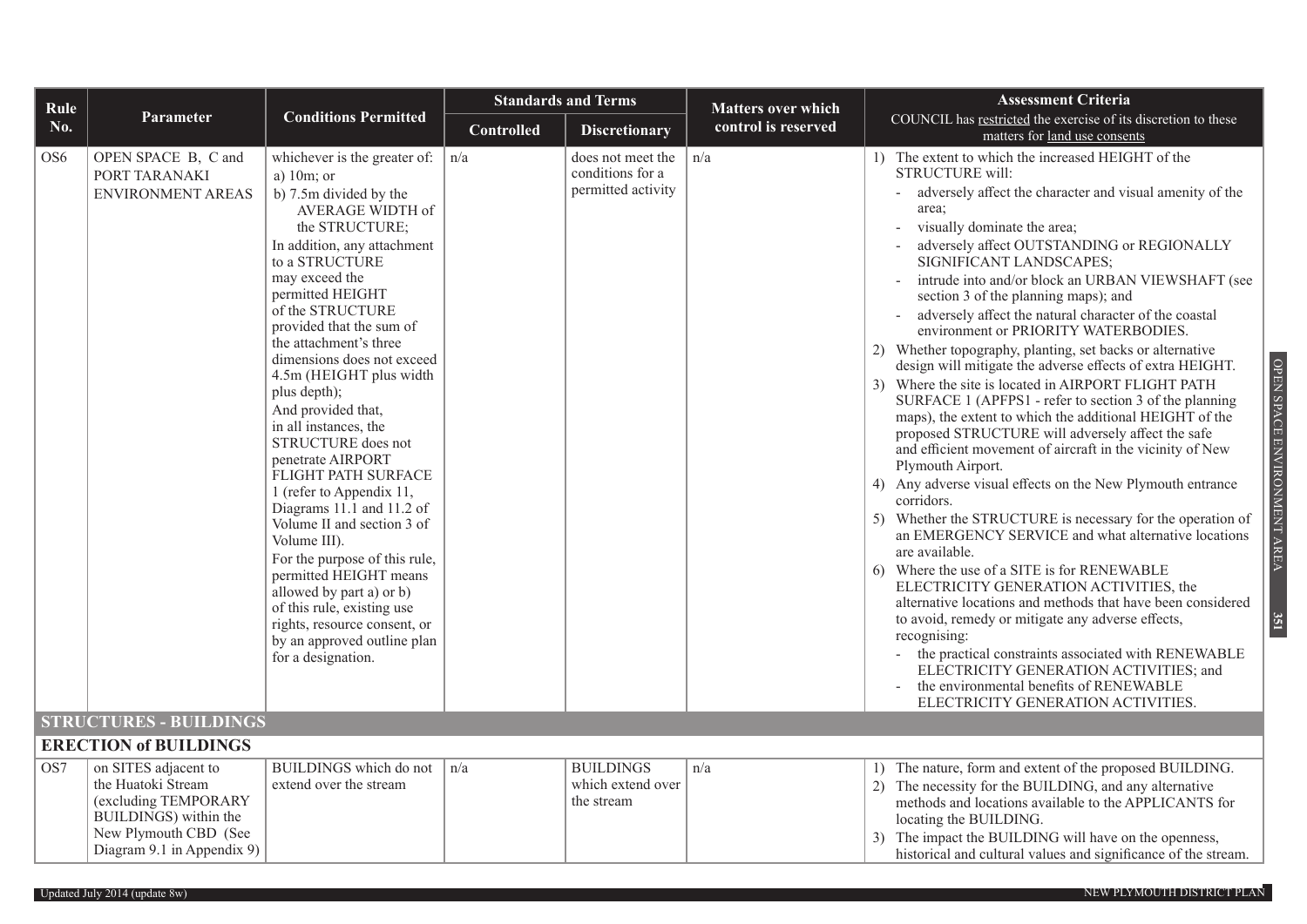| Rule No. | Parameter | Conditions Permitted | Standards and Terms | | Matters over which control is reserved | Assessment Criteria<br>COUNCIL has restricted the exercise of its discretion to these matters for land use consents |
|---|---|---|---|---|---|---|
| | | | Controlled | Discretionary | | |
| OS6 | OPEN SPACE B, C and PORT TARANAKI ENVIRONMENT AREAS | whichever is the greater of:<br>a) 10m; or<br>b) 7.5m divided by the AVERAGE WIDTH of the STRUCTURE;<br>In addition, any attachment to a STRUCTURE may exceed the permitted HEIGHT of the STRUCTURE provided that the sum of the attachment's three dimensions does not exceed 4.5m (HEIGHT plus width plus depth);<br>And provided that, in all instances, the STRUCTURE does not penetrate AIRPORT FLIGHT PATH SURFACE 1 (refer to Appendix 11, Diagrams 11.1 and 11.2 of Volume II and section 3 of Volume III).<br>For the purpose of this rule, permitted HEIGHT means allowed by part a) or b) of this rule, existing use rights, resource consent, or by an approved outline plan for a designation. | n/a | does not meet the conditions for a permitted activity | n/a | 1) The extent to which the increased HEIGHT of the STRUCTURE will:<br>- adversely affect the character and visual amenity of the area;<br>- visually dominate the area;<br>- adversely affect OUTSTANDING or REGIONALLY SIGNIFICANT LANDSCAPES;<br>- intrude into and/or block an URBAN VIEWSHAFT (see section 3 of the planning maps); and<br>- adversely affect the natural character of the coastal environment or PRIORITY WATERBODIES.<br>2) Whether topography, planting, set backs or alternative design will mitigate the adverse effects of extra HEIGHT.<br>3) Where the site is located in AIRPORT FLIGHT PATH SURFACE 1 (APFPS1 - refer to section 3 of the planning maps), the extent to which the additional HEIGHT of the proposed STRUCTURE will adversely affect the safe and efficient movement of aircraft in the vicinity of New Plymouth Airport.<br>4) Any adverse visual effects on the New Plymouth entrance corridors.<br>5) Whether the STRUCTURE is necessary for the operation of an EMERGENCY SERVICE and what alternative locations are available.<br>6) Where the use of a SITE is for RENEWABLE ELECTRICITY GENERATION ACTIVITIES, the alternative locations and methods that have been considered to avoid, remedy or mitigate any adverse effects, recognising:<br>- the practical constraints associated with RENEWABLE ELECTRICITY GENERATION ACTIVITIES; and<br>- the environmental benefits of RENEWABLE ELECTRICITY GENERATION ACTIVITIES. |
| **STRUCTURES - BUILDINGS** | | | | | | |
| **ERECTION of BUILDINGS** | | | | | | |
| OS7 | on SITES adjacent to the Huatoki Stream (excluding TEMPORARY BUILDINGS) within the New Plymouth CBD (See Diagram 9.1 in Appendix 9) | BUILDINGS which do not extend over the stream | n/a | BUILDINGS which extend over the stream | n/a | 1) The nature, form and extent of the proposed BUILDING.<br>2) The necessity for the BUILDING, and any alternative methods and locations available to the APPLICANTS for locating the BUILDING.<br>3) The impact the BUILDING will have on the openness, historical and cultural values and significance of the stream. |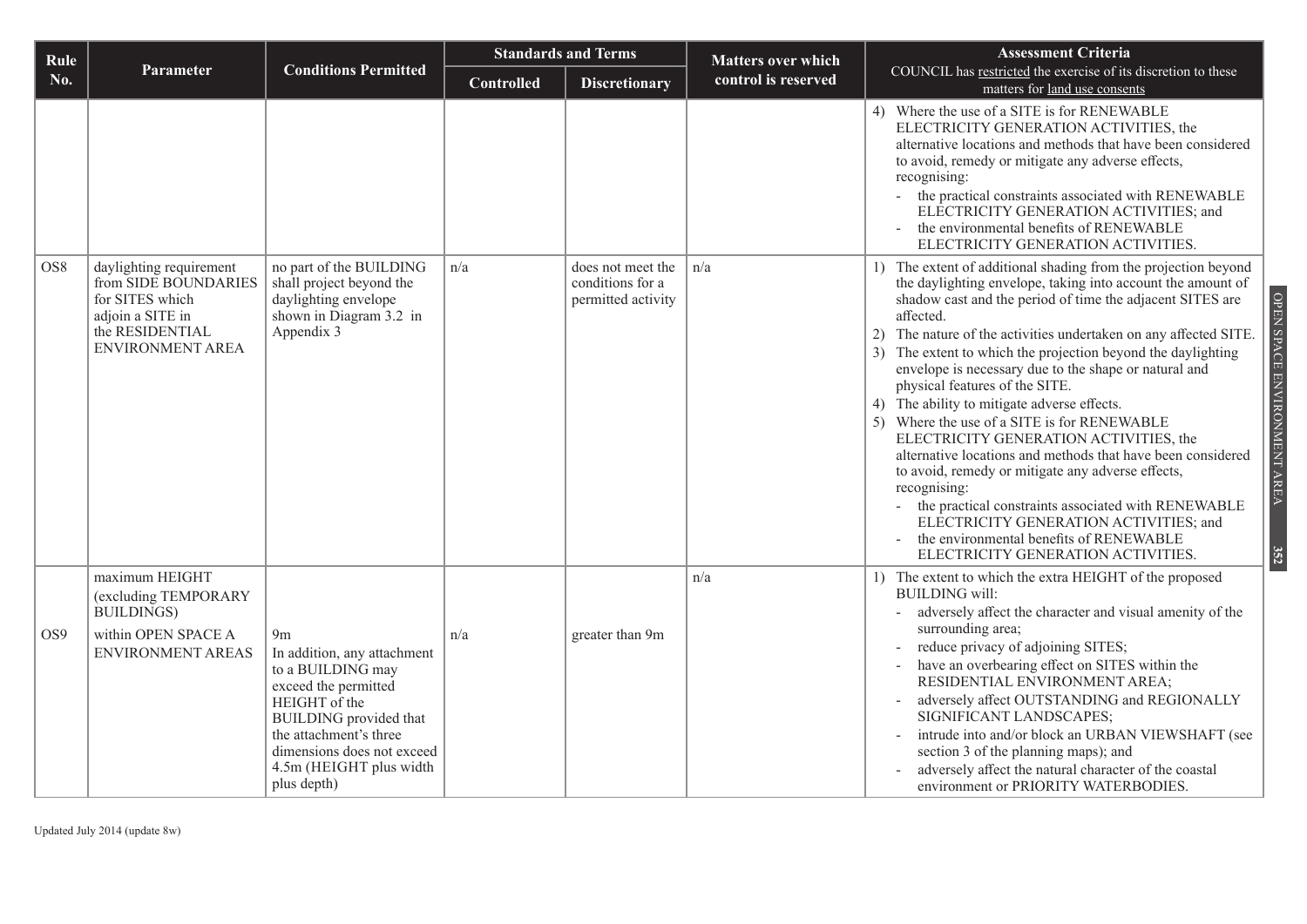| Rule No. | Parameter | Conditions Permitted | Standards and Terms | | Matters over which control is reserved | Assessment Criteria<br>COUNCIL has restricted the exercise of its discretion to these matters for land use consents |
|---|---|---|---|---|---|---|
| | | | Controlled | Discretionary | | |
| | | | | | | 4) Where the use of a SITE is for RENEWABLE ELECTRICITY GENERATION ACTIVITIES, the alternative locations and methods that have been considered to avoid, remedy or mitigate any adverse effects, recognising:<br>- the practical constraints associated with RENEWABLE ELECTRICITY GENERATION ACTIVITIES; and<br>- the environmental benefits of RENEWABLE ELECTRICITY GENERATION ACTIVITIES. |
| OS8 | daylighting requirement from SIDE BOUNDARIES for SITES which adjoin a SITE in the RESIDENTIAL ENVIRONMENT AREA | no part of the BUILDING shall project beyond the daylighting envelope shown in Diagram 3.2 in Appendix 3 | n/a | does not meet the conditions for a permitted activity | n/a | 1) The extent of additional shading from the projection beyond the daylighting envelope, taking into account the amount of shadow cast and the period of time the adjacent SITES are affected.<br>2) The nature of the activities undertaken on any affected SITE.<br>3) The extent to which the projection beyond the daylighting envelope is necessary due to the shape or natural and physical features of the SITE.<br>4) The ability to mitigate adverse effects.<br>5) Where the use of a SITE is for RENEWABLE ELECTRICITY GENERATION ACTIVITIES, the alternative locations and methods that have been considered to avoid, remedy or mitigate any adverse effects, recognising:<br>- the practical constraints associated with RENEWABLE ELECTRICITY GENERATION ACTIVITIES; and<br>- the environmental benefits of RENEWABLE ELECTRICITY GENERATION ACTIVITIES. |
| OS9 | maximum HEIGHT (excluding TEMPORARY BUILDINGS)<br>within OPEN SPACE A ENVIRONMENT AREAS | 9m<br>In addition, any attachment to a BUILDING may exceed the permitted HEIGHT of the BUILDING provided that the attachment's three dimensions does not exceed 4.5m (HEIGHT plus width plus depth) | n/a | greater than 9m | n/a | 1) The extent to which the extra HEIGHT of the proposed BUILDING will:<br>- adversely affect the character and visual amenity of the surrounding area;<br>- reduce privacy of adjoining SITES;<br>- have an overbearing effect on SITES within the RESIDENTIAL ENVIRONMENT AREA;<br>- adversely affect OUTSTANDING and REGIONALLY SIGNIFICANT LANDSCAPES;<br>- intrude into and/or block an URBAN VIEWSHAFT (see section 3 of the planning maps); and<br>- adversely affect the natural character of the coastal environment or PRIORITY WATERBODIES. |

Updated July 2014 (update 8w)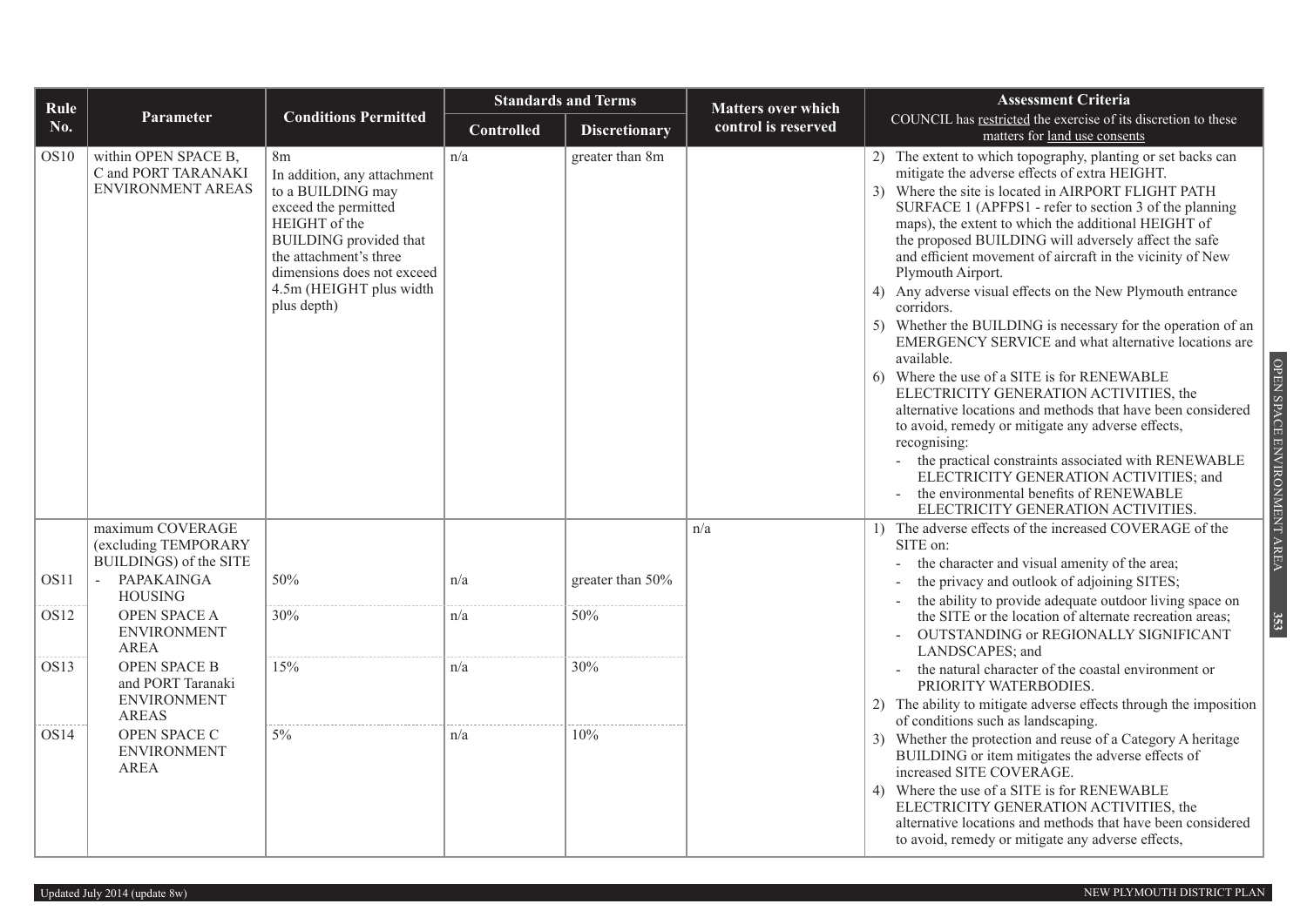| Rule No. | Parameter | Conditions Permitted | Standards and Terms | | Matters over which control is reserved | Assessment Criteria |
|---|---|---|---|---|---|---|
| | | | Controlled | Discretionary | | COUNCIL has restricted the exercise of its discretion to these matters for land use consents |
| OS10 | within OPEN SPACE B, C and PORT TARANAKI ENVIRONMENT AREAS | 8m<br>In addition, any attachment to a BUILDING may exceed the permitted HEIGHT of the BUILDING provided that the attachment's three dimensions does not exceed 4.5m (HEIGHT plus width plus depth) | n/a | greater than 8m | | 2) The extent to which topography, planting or set backs can mitigate the adverse effects of extra HEIGHT.<br>3) Where the site is located in AIRPORT FLIGHT PATH SURFACE 1 (APFPS1 - refer to section 3 of the planning maps), the extent to which the additional HEIGHT of the proposed BUILDING will adversely affect the safe and efficient movement of aircraft in the vicinity of New Plymouth Airport.<br>4) Any adverse visual effects on the New Plymouth entrance corridors.<br>5) Whether the BUILDING is necessary for the operation of an EMERGENCY SERVICE and what alternative locations are available.<br>6) Where the use of a SITE is for RENEWABLE ELECTRICITY GENERATION ACTIVITIES, the alternative locations and methods that have been considered to avoid, remedy or mitigate any adverse effects, recognising:<br>- the practical constraints associated with RENEWABLE ELECTRICITY GENERATION ACTIVITIES; and<br>- the environmental benefits of RENEWABLE ELECTRICITY GENERATION ACTIVITIES. |
| | maximum COVERAGE (excluding TEMPORARY BUILDINGS) of the SITE | | | | n/a | 1) The adverse effects of the increased COVERAGE of the SITE on:<br>- the character and visual amenity of the area;<br>- the privacy and outlook of adjoining SITES;<br>- the ability to provide adequate outdoor living space on the SITE or the location of alternate recreation areas;<br>- OUTSTANDING or REGIONALLY SIGNIFICANT LANDSCAPES; and<br>- the natural character of the coastal environment or PRIORITY WATERBODIES.<br>2) The ability to mitigate adverse effects through the imposition of conditions such as landscaping.<br>3) Whether the protection and reuse of a Category A heritage BUILDING or item mitigates the adverse effects of increased SITE COVERAGE.<br>4) Where the use of a SITE is for RENEWABLE ELECTRICITY GENERATION ACTIVITIES, the alternative locations and methods that have been considered to avoid, remedy or mitigate any adverse effects, |
| OS11 | - PAPAKAINGA HOUSING | 50% | n/a | greater than 50% | | |
| OS12 | OPEN SPACE A ENVIRONMENT AREA | 30% | n/a | 50% | | |
| OS13 | OPEN SPACE B and PORT Taranaki ENVIRONMENT AREAS | 15% | n/a | 30% | | |
| OS14 | OPEN SPACE C ENVIRONMENT AREA | 5% | n/a | 10% | | |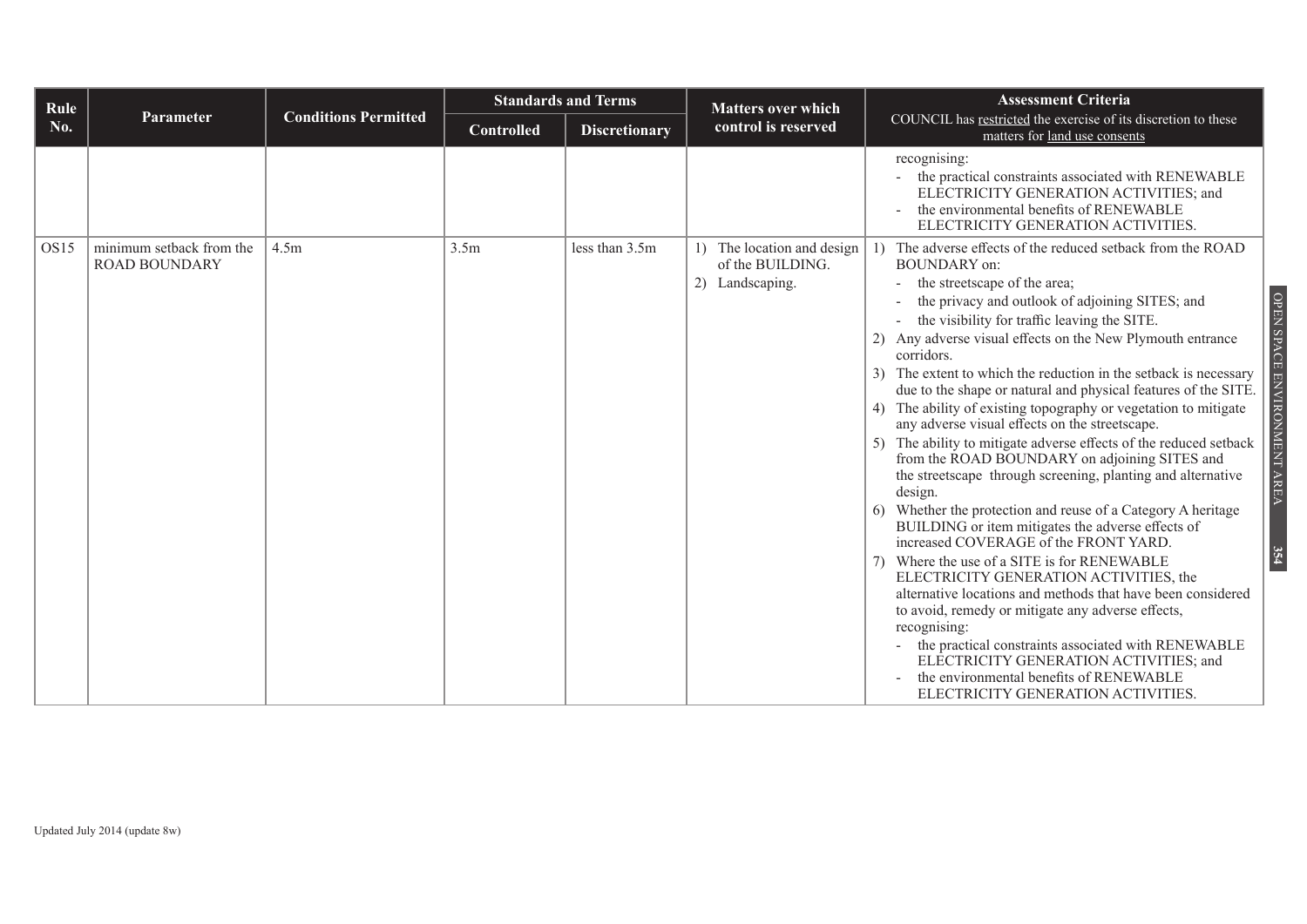| Rule No. | Parameter | Conditions Permitted | Standards and Terms | | Matters over which control is reserved | Assessment Criteria<br>COUNCIL has restricted the exercise of its discretion to these matters for land use consents |
|---|---|---|---|---|---|---|
| | | | Controlled | Discretionary | | |
| | | | | | | recognising:<br>- the practical constraints associated with RENEWABLE ELECTRICITY GENERATION ACTIVITIES; and<br>- the environmental benefits of RENEWABLE ELECTRICITY GENERATION ACTIVITIES. |
| OS15 | minimum setback from the ROAD BOUNDARY | 4.5m | 3.5m | less than 3.5m | 1) The location and design of the BUILDING.<br>2) Landscaping. | 1) The adverse effects of the reduced setback from the ROAD BOUNDARY on:<br>- the streetscape of the area;<br>- the privacy and outlook of adjoining SITES; and<br>- the visibility for traffic leaving the SITE.<br>2) Any adverse visual effects on the New Plymouth entrance corridors.<br>3) The extent to which the reduction in the setback is necessary due to the shape or natural and physical features of the SITE.<br>4) The ability of existing topography or vegetation to mitigate any adverse visual effects on the streetscape.<br>5) The ability to mitigate adverse effects of the reduced setback from the ROAD BOUNDARY on adjoining SITES and the streetscape through screening, planting and alternative design.<br>6) Whether the protection and reuse of a Category A heritage BUILDING or item mitigates the adverse effects of increased COVERAGE of the FRONT YARD.<br>7) Where the use of a SITE is for RENEWABLE ELECTRICITY GENERATION ACTIVITIES, the alternative locations and methods that have been considered to avoid, remedy or mitigate any adverse effects, recognising:<br>- the practical constraints associated with RENEWABLE ELECTRICITY GENERATION ACTIVITIES; and<br>- the environmental benefits of RENEWABLE ELECTRICITY GENERATION ACTIVITIES. |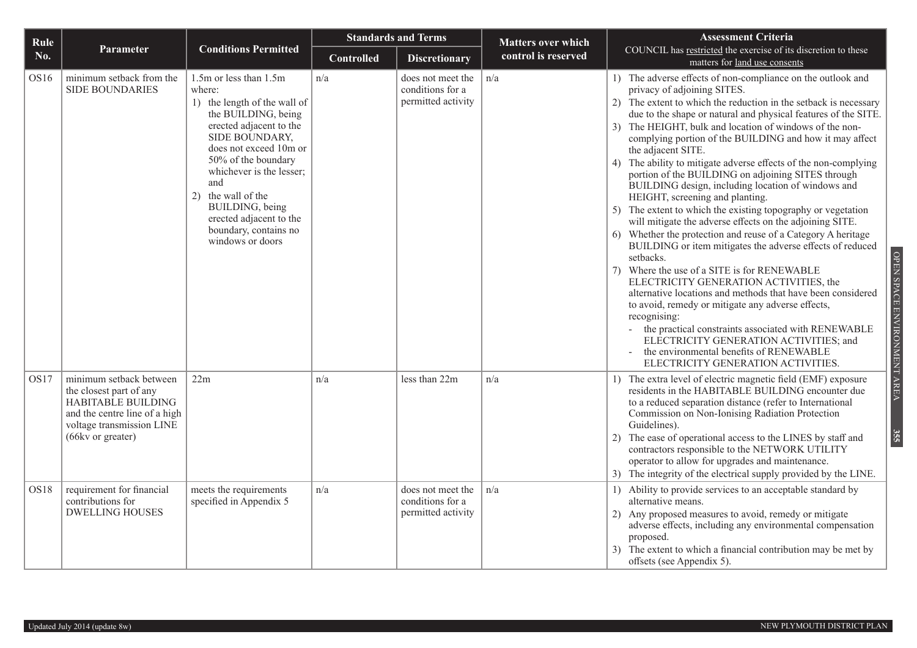| Rule No. | Parameter | Conditions Permitted | Standards and Terms | | Matters over which control is reserved | Assessment Criteria COUNCIL has restricted the exercise of its discretion to these matters for land use consents |
|---|---|---|---|---|---|---|
| | | | Controlled | Discretionary | | |
| OS16 | minimum setback from the SIDE BOUNDARIES | 1.5m or less than 1.5m where: 1) the length of the wall of the BUILDING, being erected adjacent to the SIDE BOUNDARY, does not exceed 10m or 50% of the boundary whichever is the lesser; and 2) the wall of the BUILDING, being erected adjacent to the boundary, contains no windows or doors | n/a | does not meet the conditions for a permitted activity | n/a | 1) The adverse effects of non-compliance on the outlook and privacy of adjoining SITES. 2) The extent to which the reduction in the setback is necessary due to the shape or natural and physical features of the SITE. 3) The HEIGHT, bulk and location of windows of the non-complying portion of the BUILDING and how it may affect the adjacent SITE. 4) The ability to mitigate adverse effects of the non-complying portion of the BUILDING on adjoining SITES through BUILDING design, including location of windows and HEIGHT, screening and planting. 5) The extent to which the existing topography or vegetation will mitigate the adverse effects on the adjoining SITE. 6) Whether the protection and reuse of a Category A heritage BUILDING or item mitigates the adverse effects of reduced setbacks. 7) Where the use of a SITE is for RENEWABLE ELECTRICITY GENERATION ACTIVITIES, the alternative locations and methods that have been considered to avoid, remedy or mitigate any adverse effects, recognising: - the practical constraints associated with RENEWABLE ELECTRICITY GENERATION ACTIVITIES; and - the environmental benefits of RENEWABLE ELECTRICITY GENERATION ACTIVITIES. |
| OS17 | minimum setback between the closest part of any HABITABLE BUILDING and the centre line of a high voltage transmission LINE (66kv or greater) | 22m | n/a | less than 22m | n/a | 1) The extra level of electric magnetic field (EMF) exposure residents in the HABITABLE BUILDING encounter due to a reduced separation distance (refer to International Commission on Non-Ionising Radiation Protection Guidelines). 2) The ease of operational access to the LINES by staff and contractors responsible to the NETWORK UTILITY operator to allow for upgrades and maintenance. 3) The integrity of the electrical supply provided by the LINE. |
| OS18 | requirement for financial contributions for DWELLING HOUSES | meets the requirements specified in Appendix 5 | n/a | does not meet the conditions for a permitted activity | n/a | 1) Ability to provide services to an acceptable standard by alternative means. 2) Any proposed measures to avoid, remedy or mitigate adverse effects, including any environmental compensation proposed. 3) The extent to which a financial contribution may be met by offsets (see Appendix 5). |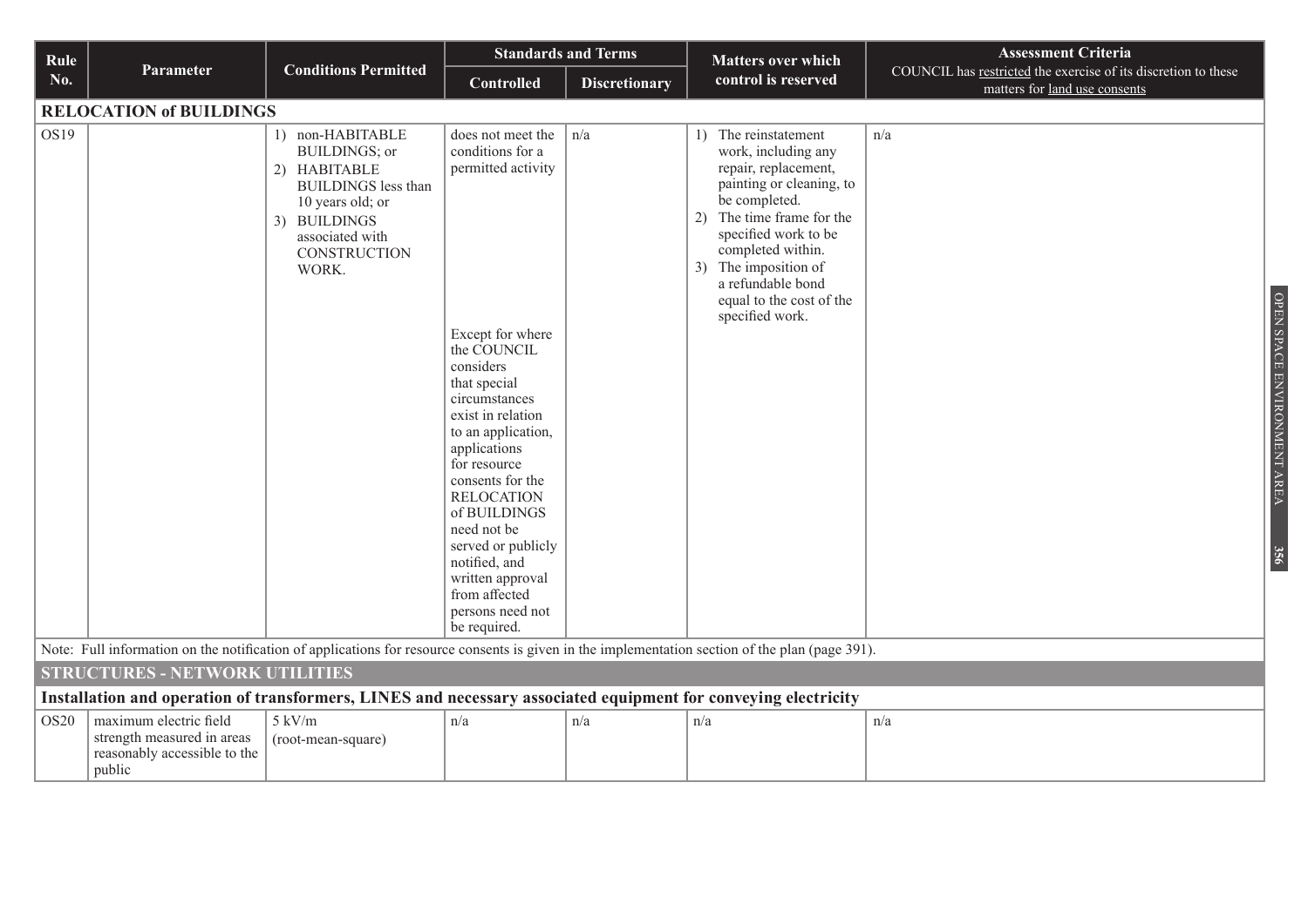| Rule No. | Parameter | Conditions Permitted | Standards and Terms | | Matters over which control is reserved | Assessment Criteria COUNCIL has restricted the exercise of its discretion to these matters for land use consents |
|---|---|---|---|---|---|---|
| | | | Controlled | Discretionary | | |
| **RELOCATION of BUILDINGS** | | | | | | |
| OS19 | | 1) non-HABITABLE BUILDINGS; or 2) HABITABLE BUILDINGS less than 10 years old; or 3) BUILDINGS associated with CONSTRUCTION WORK. | does not meet the conditions for a permitted activity<br><br>Except for where the COUNCIL considers that special circumstances exist in relation to an application, applications for resource consents for the RELOCATION of BUILDINGS need not be served or publicly notified, and written approval from affected persons need not be required. | n/a | 1) The reinstatement work, including any repair, replacement, painting or cleaning, to be completed. 2) The time frame for the specified work to be completed within. 3) The imposition of a refundable bond equal to the cost of the specified work. | n/a |
| Note: Full information on the notification of applications for resource consents is given in the implementation section of the plan (page 391). | | | | | | |
| **STRUCTURES - NETWORK UTILITIES** | | | | | | |
| **Installation and operation of transformers, LINES and necessary associated equipment for conveying electricity** | | | | | | |
| OS20 | maximum electric field strength measured in areas reasonably accessible to the public | 5 kV/m (root-mean-square) | n/a | n/a | n/a | n/a |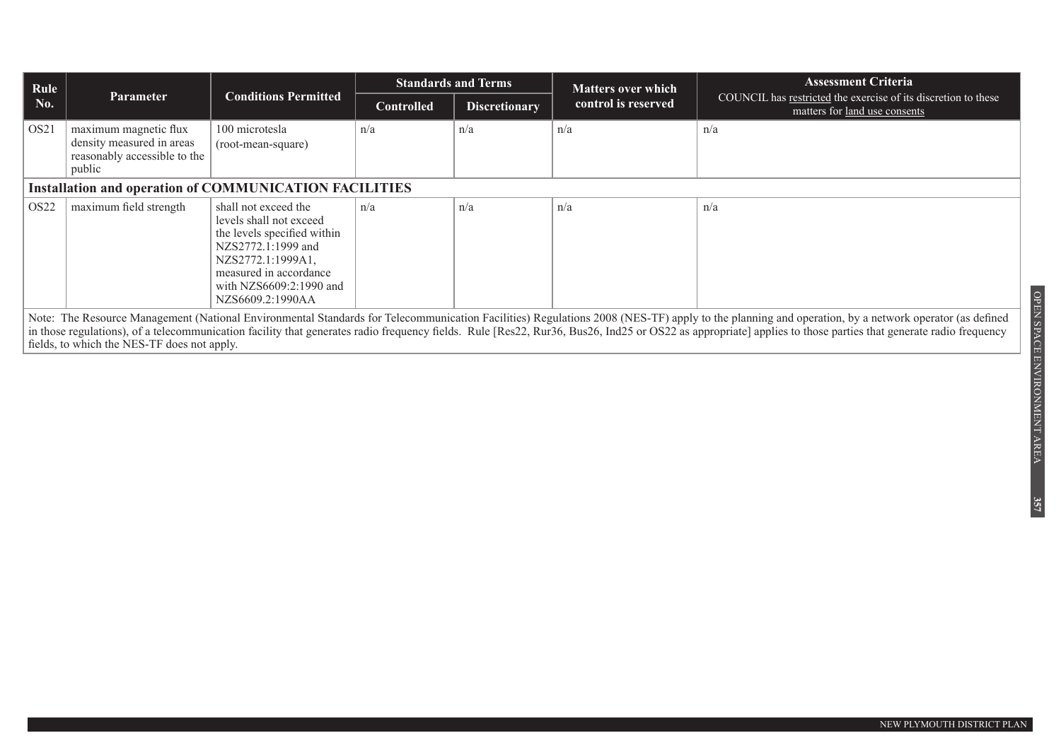| Rule No. | Parameter | Conditions Permitted | Standards and Terms | | Matters over which control is reserved | Assessment Criteria COUNCIL has restricted the exercise of its discretion to these matters for land use consents |
|---|---|---|---|---|---|---|
| | | | Controlled | Discretionary | | |
| OS21 | maximum magnetic flux density measured in areas reasonably accessible to the public | 100 microtesla (root-mean-square) | n/a | n/a | n/a | n/a |
| **Installation and operation of COMMUNICATION FACILITIES** | | | | | | |
| OS22 | maximum field strength | shall not exceed the levels shall not exceed the levels specified within NZS2772.1:1999 and NZS2772.1:1999A1, measured in accordance with NZS6609:2:1990 and NZS6609.2:1990AA | n/a | n/a | n/a | n/a |

Note: The Resource Management (National Environmental Standards for Telecommunication Facilities) Regulations 2008 (NES-TF) apply to the planning and operation, by a network operator (as defined in those regulations), of a telecommunication facility that generates radio frequency fields. Rule [Res22, Rur36, Bus26, Ind25 or OS22 as appropriate] applies to those parties that generate radio frequency fields, to which the NES-TF does not apply.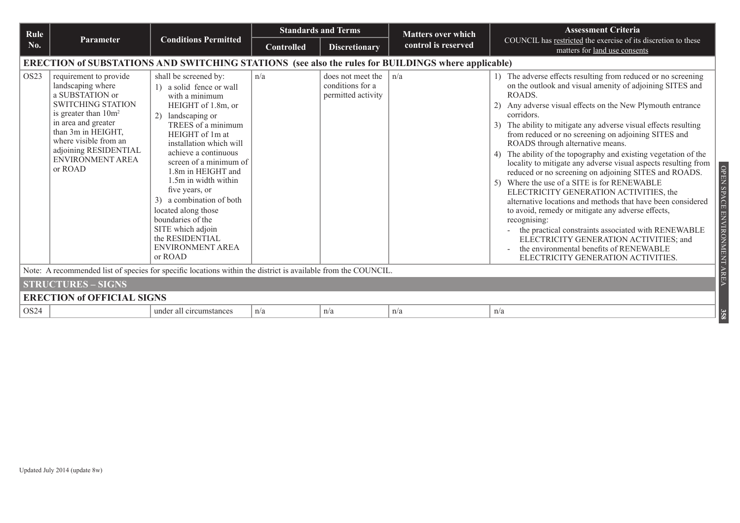| Rule No. | Parameter | Conditions Permitted | Standards and Terms | | Matters over which control is reserved | Assessment Criteria COUNCIL has restricted the exercise of its discretion to these matters for land use consents |
|---|---|---|---|---|---|---|
| | | | Controlled | Discretionary | | |
| **ERECTION of SUBSTATIONS AND SWITCHING STATIONS (see also the rules for BUILDINGS where applicable)** | | | | | | |
| OS23 | requirement to provide landscaping where a SUBSTATION or SWITCHING STATION is greater than $10m^2$ in area and greater than 3m in HEIGHT, where visible from an adjoining RESIDENTIAL ENVIRONMENT AREA or ROAD | shall be screened by: 1) a solid fence or wall with a minimum HEIGHT of 1.8m, or 2) landscaping or TREES of a minimum HEIGHT of 1m at installation which will achieve a continuous screen of a minimum of 1.8m in HEIGHT and 1.5m in width within five years, or 3) a combination of both located along those boundaries of the SITE which adjoin the RESIDENTIAL ENVIRONMENT AREA or ROAD | n/a | does not meet the conditions for a permitted activity | n/a | 1) The adverse effects resulting from reduced or no screening on the outlook and visual amenity of adjoining SITES and ROADS. 2) Any adverse visual effects on the New Plymouth entrance corridors. 3) The ability to mitigate any adverse visual effects resulting from reduced or no screening on adjoining SITES and ROADS through alternative means. 4) The ability of the topography and existing vegetation of the locality to mitigate any adverse visual aspects resulting from reduced or no screening on adjoining SITES and ROADS. 5) Where the use of a SITE is for RENEWABLE ELECTRICITY GENERATION ACTIVITIES, the alternative locations and methods that have been considered to avoid, remedy or mitigate any adverse effects, recognising: - the practical constraints associated with RENEWABLE ELECTRICITY GENERATION ACTIVITIES; and - the environmental benefits of RENEWABLE ELECTRICITY GENERATION ACTIVITIES. |
| Note: A recommended list of species for specific locations within the district is available from the COUNCIL. | | | | | | |
| **STRUCTURES – SIGNS** | | | | | | |
| **ERECTION of OFFICIAL SIGNS** | | | | | | |
| OS24 | | under all circumstances | n/a | n/a | n/a | n/a |

Updated July 2014 (update 8w)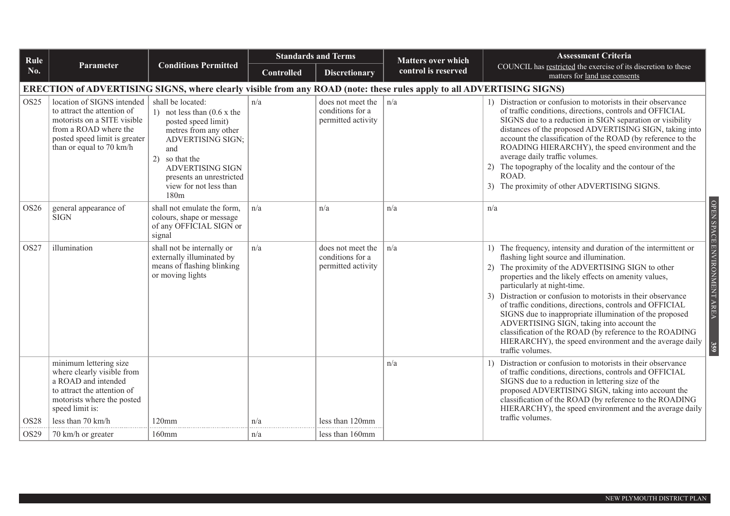| Rule No. | Parameter | Conditions Permitted | Standards and Terms | | Matters over which control is reserved | Assessment Criteria<br>COUNCIL has restricted the exercise of its discretion to these matters for land use consents |
|---|---|---|---|---|---|---|
| | | | Controlled | Discretionary | | |
| **ERECTION of ADVERTISING SIGNS, where clearly visible from any ROAD (note: these rules apply to all ADVERTISING SIGNS)** | | | | | | |
| OS25 | location of SIGNS intended to attract the attention of motorists on a SITE visible from a ROAD where the posted speed limit is greater than or equal to 70 km/h | shall be located:<br>1) not less than (0.6 x the posted speed limit) metres from any other ADVERTISING SIGN; and<br>2) so that the ADVERTISING SIGN presents an unrestricted view for not less than 180m | n/a | does not meet the conditions for a permitted activity | n/a | 1) Distraction or confusion to motorists in their observance of traffic conditions, directions, controls and OFFICIAL SIGNS due to a reduction in SIGN separation or visibility distances of the proposed ADVERTISING SIGN, taking into account the classification of the ROAD (by reference to the ROADING HIERARCHY), the speed environment and the average daily traffic volumes.<br>2) The topography of the locality and the contour of the ROAD.<br>3) The proximity of other ADVERTISING SIGNS. |
| OS26 | general appearance of SIGN | shall not emulate the form, colours, shape or message of any OFFICIAL SIGN or signal | n/a | n/a | n/a | n/a |
| OS27 | illumination | shall not be internally or externally illuminated by means of flashing blinking or moving lights | n/a | does not meet the conditions for a permitted activity | n/a | 1) The frequency, intensity and duration of the intermittent or flashing light source and illumination.<br>2) The proximity of the ADVERTISING SIGN to other properties and the likely effects on amenity values, particularly at night-time.<br>3) Distraction or confusion to motorists in their observance of traffic conditions, directions, controls and OFFICIAL SIGNS due to inappropriate illumination of the proposed ADVERTISING SIGN, taking into account the classification of the ROAD (by reference to the ROADING HIERARCHY), the speed environment and the average daily traffic volumes. |
| | minimum lettering size where clearly visible from a ROAD and intended to attract the attention of motorists where the posted speed limit is: | | | | n/a | 1) Distraction or confusion to motorists in their observance of traffic conditions, directions, controls and OFFICIAL SIGNS due to a reduction in lettering size of the proposed ADVERTISING SIGN, taking into account the classification of the ROAD (by reference to the ROADING HIERARCHY), the speed environment and the average daily traffic volumes. |
| OS28 | less than 70 km/h | 120mm | n/a | less than 120mm | | |
| OS29 | 70 km/h or greater | 160mm | n/a | less than 160mm | | |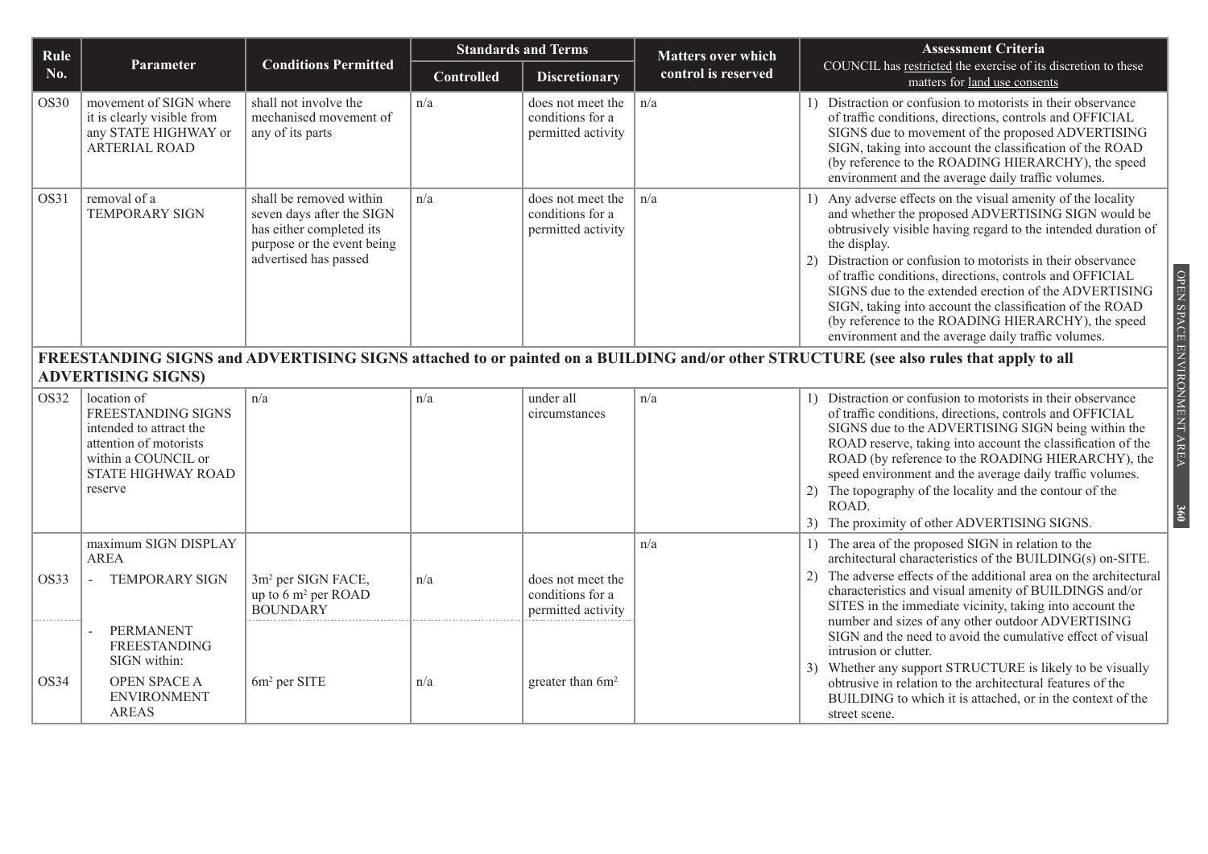| Rule No. | Parameter | Conditions Permitted | Standards and Terms | | Matters over which control is reserved | Assessment Criteria COUNCIL has restricted the exercise of its discretion to these matters for land use consents |
|---|---|---|---|---|---|---|
| | | | Controlled | Discretionary | | |
| OS30 | movement of SIGN where it is clearly visible from any STATE HIGHWAY or ARTERIAL ROAD | shall not involve the mechanised movement of any of its parts | n/a | does not meet the conditions for a permitted activity | n/a | 1) Distraction or confusion to motorists in their observance of traffic conditions, directions, controls and OFFICIAL SIGNS due to movement of the proposed ADVERTISING SIGN, taking into account the classification of the ROAD (by reference to the ROADING HIERARCHY), the speed environment and the average daily traffic volumes. |
| OS31 | removal of a TEMPORARY SIGN | shall be removed within seven days after the SIGN has either completed its purpose or the event being advertised has passed | n/a | does not meet the conditions for a permitted activity | n/a | 1) Any adverse effects on the visual amenity of the locality and whether the proposed ADVERTISING SIGN would be obtrusively visible having regard to the intended duration of the display. 2) Distraction or confusion to motorists in their observance of traffic conditions, directions, controls and OFFICIAL SIGNS due to the extended erection of the ADVERTISING SIGN, taking into account the classification of the ROAD (by reference to the ROADING HIERARCHY), the speed environment and the average daily traffic volumes. |
| **FREESTANDING SIGNS and ADVERTISING SIGNS attached to or painted on a BUILDING and/or other STRUCTURE (see also rules that apply to all ADVERTISING SIGNS)** | | | | | | |
| OS32 | location of FREESTANDING SIGNS intended to attract the attention of motorists within a COUNCIL or STATE HIGHWAY ROAD reserve | n/a | n/a | under all circumstances | n/a | 1) Distraction or confusion to motorists in their observance of traffic conditions, directions, controls and OFFICIAL SIGNS due to the ADVERTISING SIGN being within the ROAD reserve, taking into account the classification of the ROAD (by reference to the ROADING HIERARCHY), the speed environment and the average daily traffic volumes. 2) The topography of the locality and the contour of the ROAD. 3) The proximity of other ADVERTISING SIGNS. |
| | maximum SIGN DISPLAY AREA | | | | n/a | 1) The area of the proposed SIGN in relation to the architectural characteristics of the BUILDING(s) on-SITE. 2) The adverse effects of the additional area on the architectural characteristics and visual amenity of BUILDINGS and/or SITES in the immediate vicinity, taking into account the number and sizes of any other outdoor ADVERTISING SIGN and the need to avoid the cumulative effect of visual intrusion or clutter. 3) Whether any support STRUCTURE is likely to be visually obtrusive in relation to the architectural features of the BUILDING to which it is attached, or in the context of the street scene. |
| OS33 | - TEMPORARY SIGN | 3m$^2$ per SIGN FACE, up to 6 m$^2$ per ROAD BOUNDARY | n/a | does not meet the conditions for a permitted activity | | |
| OS34 | - PERMANENT FREESTANDING SIGN within: OPEN SPACE A ENVIRONMENT AREAS | 6m$^2$ per SITE | n/a | greater than 6m$^2$ | | |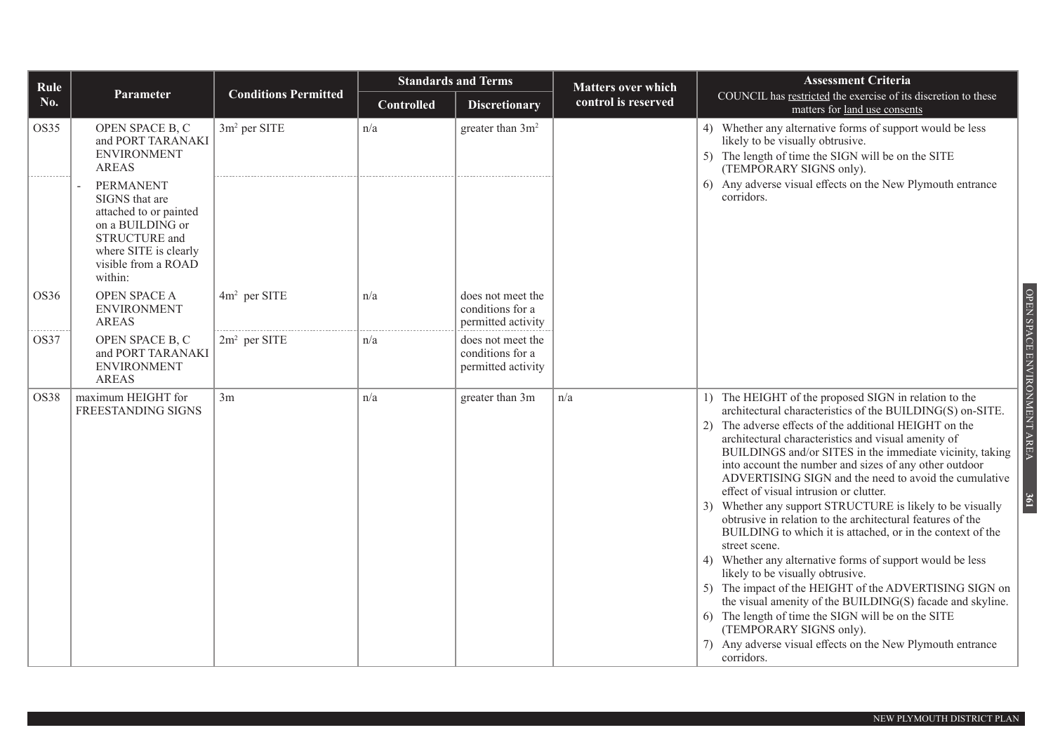| Rule No. | Parameter | Conditions Permitted | Standards and Terms | | Matters over which control is reserved | Assessment Criteria |
|---|---|---|---|---|---|---|
| | | | Controlled | Discretionary | | COUNCIL has restricted the exercise of its discretion to these matters for land use consents |
| OS35 | OPEN SPACE B, C and PORT TARANAKI ENVIRONMENT AREAS | $3m^2$ per SITE | n/a | greater than $3m^2$ | | 4) Whether any alternative forms of support would be less likely to be visually obtrusive.<br>5) The length of time the SIGN will be on the SITE (TEMPORARY SIGNS only).<br>6) Any adverse visual effects on the New Plymouth entrance corridors. |
| | - PERMANENT SIGNS that are attached to or painted on a BUILDING or STRUCTURE and where SITE is clearly visible from a ROAD within: | | | | | |
| OS36 | OPEN SPACE A ENVIRONMENT AREAS | $4m^2$ per SITE | n/a | does not meet the conditions for a permitted activity | | |
| OS37 | OPEN SPACE B, C and PORT TARANAKI ENVIRONMENT AREAS | $2m^2$ per SITE | n/a | does not meet the conditions for a permitted activity | | |
| OS38 | maximum HEIGHT for FREESTANDING SIGNS | 3m | n/a | greater than 3m | n/a | 1) The HEIGHT of the proposed SIGN in relation to the architectural characteristics of the BUILDING(S) on-SITE.<br>2) The adverse effects of the additional HEIGHT on the architectural characteristics and visual amenity of BUILDINGS and/or SITES in the immediate vicinity, taking into account the number and sizes of any other outdoor ADVERTISING SIGN and the need to avoid the cumulative effect of visual intrusion or clutter.<br>3) Whether any support STRUCTURE is likely to be visually obtrusive in relation to the architectural features of the BUILDING to which it is attached, or in the context of the street scene.<br>4) Whether any alternative forms of support would be less likely to be visually obtrusive.<br>5) The impact of the HEIGHT of the ADVERTISING SIGN on the visual amenity of the BUILDING(S) facade and skyline.<br>6) The length of time the SIGN will be on the SITE (TEMPORARY SIGNS only).<br>7) Any adverse visual effects on the New Plymouth entrance corridors. |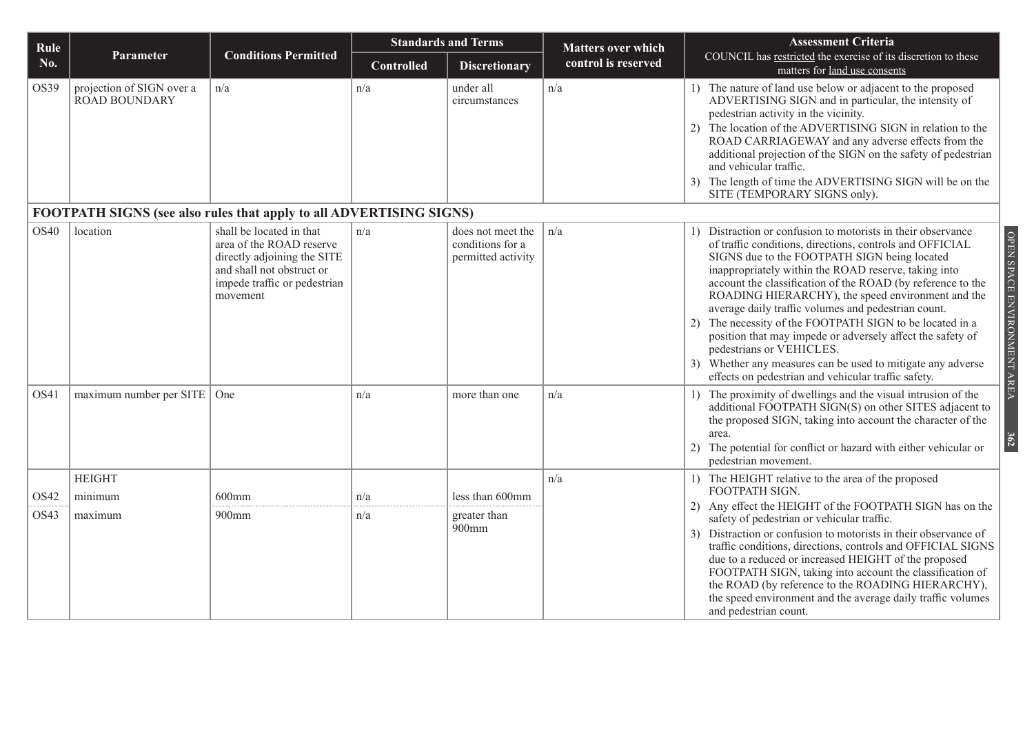| Rule No. | Parameter | Conditions Permitted | Standards and Terms | | Matters over which control is reserved | Assessment Criteria COUNCIL has restricted the exercise of its discretion to these matters for land use consents |
|---|---|---|---|---|---|---|
| | | | Controlled | Discretionary | | |
| OS39 | projection of SIGN over a ROAD BOUNDARY | n/a | n/a | under all circumstances | n/a | 1) The nature of land use below or adjacent to the proposed ADVERTISING SIGN and in particular, the intensity of pedestrian activity in the vicinity. 2) The location of the ADVERTISING SIGN in relation to the ROAD CARRIAGEWAY and any adverse effects from the additional projection of the SIGN on the safety of pedestrian and vehicular traffic. 3) The length of time the ADVERTISING SIGN will be on the SITE (TEMPORARY SIGNS only). |
| **FOOTPATH SIGNS (see also rules that apply to all ADVERTISING SIGNS)** | | | | | | |
| OS40 | location | shall be located in that area of the ROAD reserve directly adjoining the SITE and shall not obstruct or impede traffic or pedestrian movement | n/a | does not meet the conditions for a permitted activity | n/a | 1) Distraction or confusion to motorists in their observance of traffic conditions, directions, controls and OFFICIAL SIGNS due to the FOOTPATH SIGN being located inappropriately within the ROAD reserve, taking into account the classification of the ROAD (by reference to the ROADING HIERARCHY), the speed environment and the average daily traffic volumes and pedestrian count. 2) The necessity of the FOOTPATH SIGN to be located in a position that may impede or adversely affect the safety of pedestrians or VEHICLES. 3) Whether any measures can be used to mitigate any adverse effects on pedestrian and vehicular traffic safety. |
| OS41 | maximum number per SITE | One | n/a | more than one | n/a | 1) The proximity of dwellings and the visual intrusion of the additional FOOTPATH SIGN(S) on other SITES adjacent to the proposed SIGN, taking into account the character of the area. 2) The potential for conflict or hazard with either vehicular or pedestrian movement. |
| | HEIGHT | | | | n/a | 1) The HEIGHT relative to the area of the proposed FOOTPATH SIGN. 2) Any effect the HEIGHT of the FOOTPATH SIGN has on the safety of pedestrian or vehicular traffic. 3) Distraction or confusion to motorists in their observance of traffic conditions, directions, controls and OFFICIAL SIGNS due to a reduced or increased HEIGHT of the proposed FOOTPATH SIGN, taking into account the classification of the ROAD (by reference to the ROADING HIERARCHY), the speed environment and the average daily traffic volumes and pedestrian count. |
| OS42 | minimum | 600mm | n/a | less than 600mm | | |
| OS43 | maximum | 900mm | n/a | greater than 900mm | | |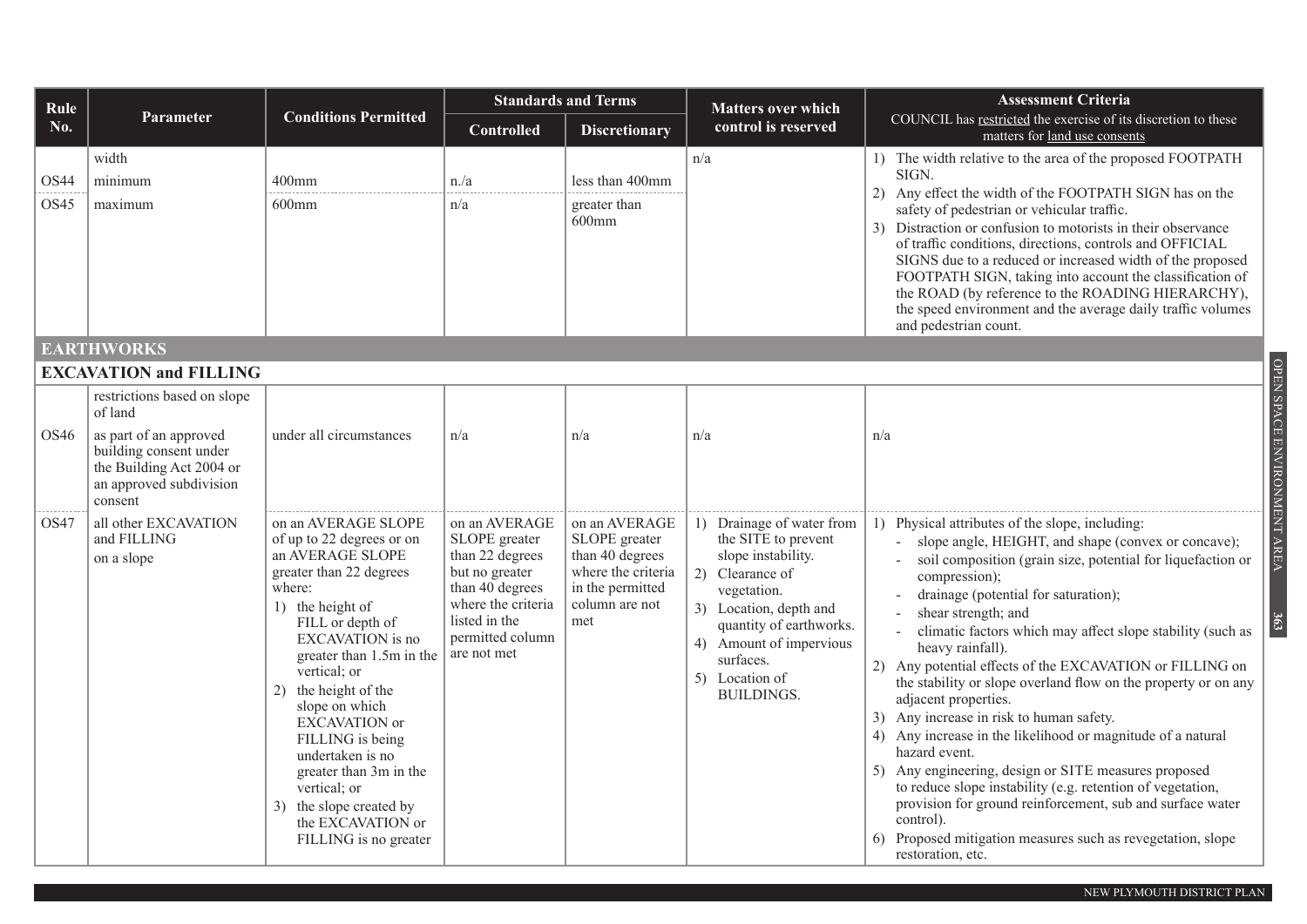| Rule No. | Parameter | Conditions Permitted | Standards and Terms | | Matters over which control is reserved | Assessment Criteria<br>COUNCIL has restricted the exercise of its discretion to these matters for land use consents |
|---|---|---|---|---|---|---|
| | | | Controlled | Discretionary | | |
| | width | | | | n/a | 1) The width relative to the area of the proposed FOOTPATH SIGN.<br>2) Any effect the width of the FOOTPATH SIGN has on the safety of pedestrian or vehicular traffic.<br>3) Distraction or confusion to motorists in their observance of traffic conditions, directions, controls and OFFICIAL SIGNS due to a reduced or increased width of the proposed FOOTPATH SIGN, taking into account the classification of the ROAD (by reference to the ROADING HIERARCHY), the speed environment and the average daily traffic volumes and pedestrian count. |
| OS44 | minimum | 400mm | n./a | less than 400mm | | |
| OS45 | maximum | 600mm | n/a | greater than 600mm | | |
| **EARTHWORKS** | | | | | | |
| **EXCAVATION and FILLING** | | | | | | |
| | restrictions based on slope of land | | | | | |
| OS46 | as part of an approved building consent under the Building Act 2004 or an approved subdivision consent | under all circumstances | n/a | n/a | n/a | n/a |
| OS47 | all other EXCAVATION and FILLING on a slope | on an AVERAGE SLOPE of up to 22 degrees or on an AVERAGE SLOPE greater than 22 degrees where:<br>1) the height of FILL or depth of EXCAVATION is no greater than 1.5m in the vertical; or<br>2) the height of the slope on which EXCAVATION or FILLING is being undertaken is no greater than 3m in the vertical; or<br>3) the slope created by the EXCAVATION or FILLING is no greater | on an AVERAGE SLOPE greater than 22 degrees but no greater than 40 degrees where the criteria listed in the permitted column are not met | on an AVERAGE SLOPE greater than 40 degrees where the criteria in the permitted column are not met | 1) Drainage of water from the SITE to prevent slope instability.<br>2) Clearance of vegetation.<br>3) Location, depth and quantity of earthworks.<br>4) Amount of impervious surfaces.<br>5) Location of BUILDINGS. | 1) Physical attributes of the slope, including:<br>- slope angle, HEIGHT, and shape (convex or concave);<br>- soil composition (grain size, potential for liquefaction or compression);<br>- drainage (potential for saturation);<br>- shear strength; and<br>- climatic factors which may affect slope stability (such as heavy rainfall).<br>2) Any potential effects of the EXCAVATION or FILLING on the stability or slope overland flow on the property or on any adjacent properties.<br>3) Any increase in risk to human safety.<br>4) Any increase in the likelihood or magnitude of a natural hazard event.<br>5) Any engineering, design or SITE measures proposed to reduce slope instability (e.g. retention of vegetation, provision for ground reinforcement, sub and surface water control).<br>6) Proposed mitigation measures such as revegetation, slope restoration, etc. |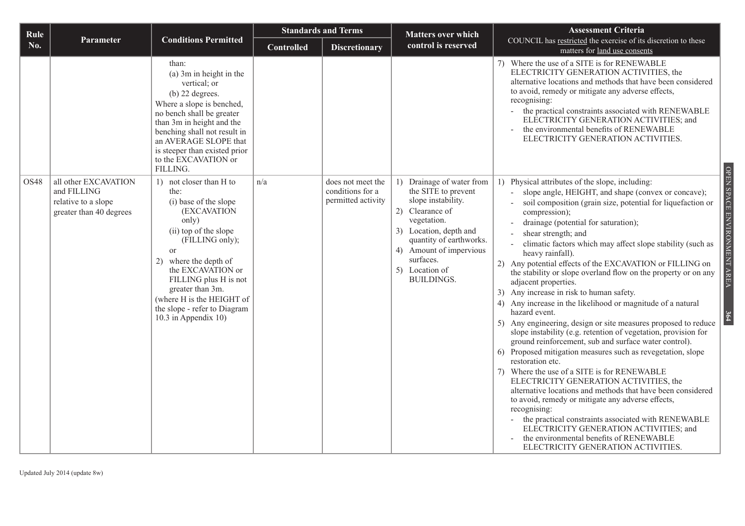| Rule No. | Parameter | Conditions Permitted | Standards and Terms | | Matters over which control is reserved | Assessment Criteria<br>COUNCIL has restricted the exercise of its discretion to these matters for land use consents |
|---|---|---|---|---|---|---|
| | | | Controlled | Discretionary | | |
| | | than:<br>(a) 3m in height in the vertical; or<br>(b) 22 degrees.<br>Where a slope is benched, no bench shall be greater than 3m in height and the benching shall not result in an AVERAGE SLOPE that is steeper than existed prior to the EXCAVATION or FILLING. | | | | 7) Where the use of a SITE is for RENEWABLE ELECTRICITY GENERATION ACTIVITIES, the alternative locations and methods that have been considered to avoid, remedy or mitigate any adverse effects, recognising:<br>- the practical constraints associated with RENEWABLE ELECTRICITY GENERATION ACTIVITIES; and<br>- the environmental benefits of RENEWABLE ELECTRICITY GENERATION ACTIVITIES. |
| OS48 | all other EXCAVATION and FILLING relative to a slope greater than 40 degrees | 1) not closer than H to the:<br>(i) base of the slope (EXCAVATION only)<br>(ii) top of the slope (FILLING only);<br>or<br>2) where the depth of the EXCAVATION or FILLING plus H is not greater than 3m.<br>(where H is the HEIGHT of the slope - refer to Diagram 10.3 in Appendix 10) | n/a | does not meet the conditions for a permitted activity | 1) Drainage of water from the SITE to prevent slope instability.<br>2) Clearance of vegetation.<br>3) Location, depth and quantity of earthworks.<br>4) Amount of impervious surfaces.<br>5) Location of BUILDINGS. | 1) Physical attributes of the slope, including:<br>- slope angle, HEIGHT, and shape (convex or concave);<br>- soil composition (grain size, potential for liquefaction or compression);<br>- drainage (potential for saturation);<br>- shear strength; and<br>- climatic factors which may affect slope stability (such as heavy rainfall).<br>2) Any potential effects of the EXCAVATION or FILLING on the stability or slope overland flow on the property or on any adjacent properties.<br>3) Any increase in risk to human safety.<br>4) Any increase in the likelihood or magnitude of a natural hazard event.<br>5) Any engineering, design or site measures proposed to reduce slope instability (e.g. retention of vegetation, provision for ground reinforcement, sub and surface water control).<br>6) Proposed mitigation measures such as revegetation, slope restoration etc.<br>7) Where the use of a SITE is for RENEWABLE ELECTRICITY GENERATION ACTIVITIES, the alternative locations and methods that have been considered to avoid, remedy or mitigate any adverse effects, recognising:<br>- the practical constraints associated with RENEWABLE ELECTRICITY GENERATION ACTIVITIES; and<br>- the environmental benefits of RENEWABLE ELECTRICITY GENERATION ACTIVITIES. |

Updated July 2014 (update 8w)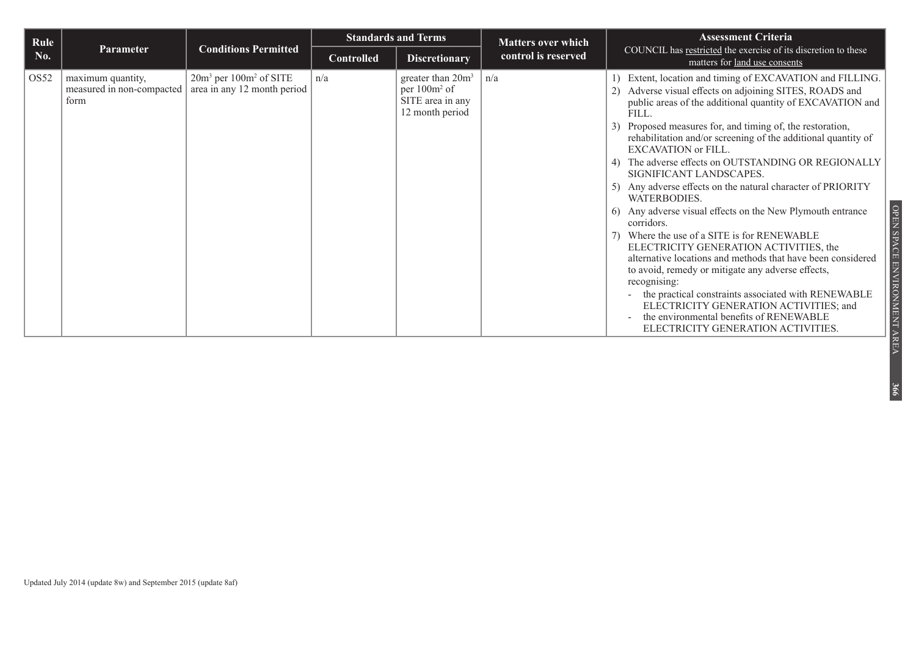| Rule No. | Parameter | Conditions Permitted | Standards and Terms | | Matters over which control is reserved | Assessment Criteria COUNCIL has restricted the exercise of its discretion to these matters for land use consents |
|---|---|---|---|---|---|---|
| | | | Controlled | Discretionary | | |
| OS52 | maximum quantity, measured in non-compacted form | $20m^3$ per $100m^2$ of SITE area in any 12 month period | n/a | greater than $20m^3$ per $100m^2$ of SITE area in any 12 month period | n/a | 1) Extent, location and timing of EXCAVATION and FILLING.<br>2) Adverse visual effects on adjoining SITES, ROADS and public areas of the additional quantity of EXCAVATION and FILL.<br>3) Proposed measures for, and timing of, the restoration, rehabilitation and/or screening of the additional quantity of EXCAVATION or FILL.<br>4) The adverse effects on OUTSTANDING OR REGIONALLY SIGNIFICANT LANDSCAPES.<br>5) Any adverse effects on the natural character of PRIORITY WATERBODIES.<br>6) Any adverse visual effects on the New Plymouth entrance corridors.<br>7) Where the use of a SITE is for RENEWABLE ELECTRICITY GENERATION ACTIVITIES, the alternative locations and methods that have been considered to avoid, remedy or mitigate any adverse effects, recognising:<br>- the practical constraints associated with RENEWABLE ELECTRICITY GENERATION ACTIVITIES; and<br>- the environmental benefits of RENEWABLE ELECTRICITY GENERATION ACTIVITIES. |

Updated July 2014 (update 8w) and September 2015 (update 8af)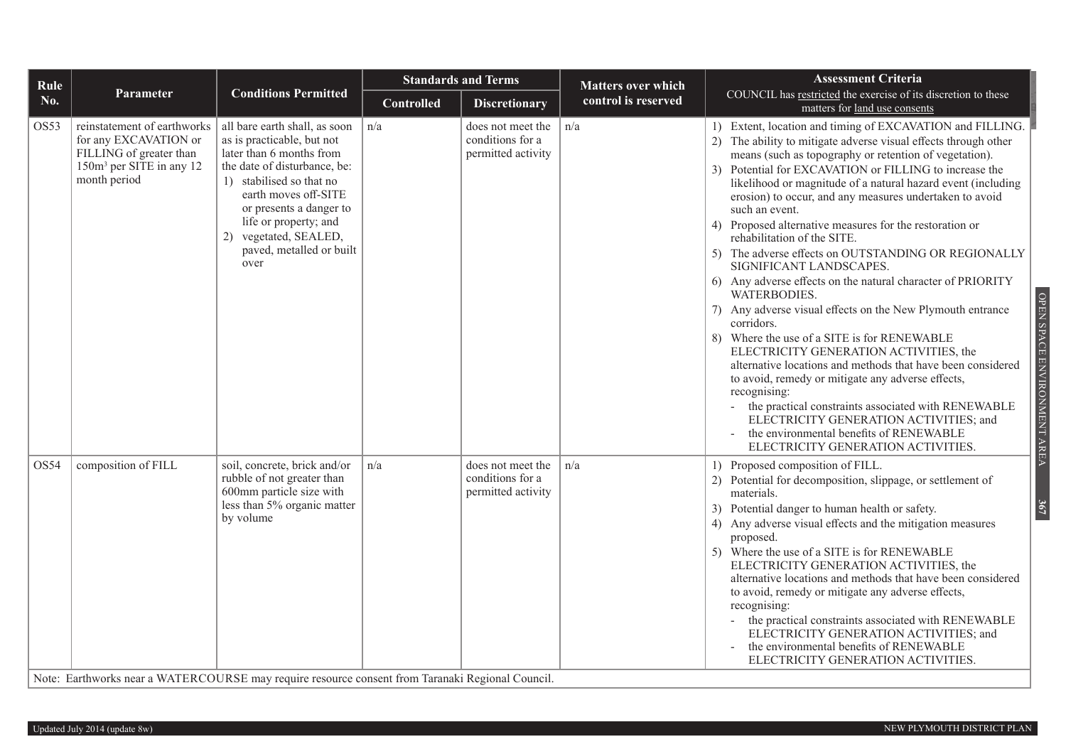| Rule No. | Parameter | Conditions Permitted | Standards and Terms | | Matters over which control is reserved | Assessment Criteria COUNCIL has restricted the exercise of its discretion to these matters for land use consents |
|---|---|---|---|---|---|---|
| | | | Controlled | Discretionary | | |
| OS53 | reinstatement of earthworks for any EXCAVATION or FILLING of greater than 150m³ per SITE in any 12 month period | all bare earth shall, as soon as is practicable, but not later than 6 months from the date of disturbance, be: 1) stabilised so that no earth moves off-SITE or presents a danger to life or property; and 2) vegetated, SEALED, paved, metalled or built over | n/a | does not meet the conditions for a permitted activity | n/a | 1) Extent, location and timing of EXCAVATION and FILLING. 2) The ability to mitigate adverse visual effects through other means (such as topography or retention of vegetation). 3) Potential for EXCAVATION or FILLING to increase the likelihood or magnitude of a natural hazard event (including erosion) to occur, and any measures undertaken to avoid such an event. 4) Proposed alternative measures for the restoration or rehabilitation of the SITE. 5) The adverse effects on OUTSTANDING OR REGIONALLY SIGNIFICANT LANDSCAPES. 6) Any adverse effects on the natural character of PRIORITY WATERBODIES. 7) Any adverse visual effects on the New Plymouth entrance corridors. 8) Where the use of a SITE is for RENEWABLE ELECTRICITY GENERATION ACTIVITIES, the alternative locations and methods that have been considered to avoid, remedy or mitigate any adverse effects, recognising: - the practical constraints associated with RENEWABLE ELECTRICITY GENERATION ACTIVITIES; and - the environmental benefits of RENEWABLE ELECTRICITY GENERATION ACTIVITIES. |
| OS54 | composition of FILL | soil, concrete, brick and/or rubble of not greater than 600mm particle size with less than 5% organic matter by volume | n/a | does not meet the conditions for a permitted activity | n/a | 1) Proposed composition of FILL. 2) Potential for decomposition, slippage, or settlement of materials. 3) Potential danger to human health or safety. 4) Any adverse visual effects and the mitigation measures proposed. 5) Where the use of a SITE is for RENEWABLE ELECTRICITY GENERATION ACTIVITIES, the alternative locations and methods that have been considered to avoid, remedy or mitigate any adverse effects, recognising: - the practical constraints associated with RENEWABLE ELECTRICITY GENERATION ACTIVITIES; and - the environmental benefits of RENEWABLE ELECTRICITY GENERATION ACTIVITIES. |

Note: Earthworks near a WATERCOURSE may require resource consent from Taranaki Regional Council.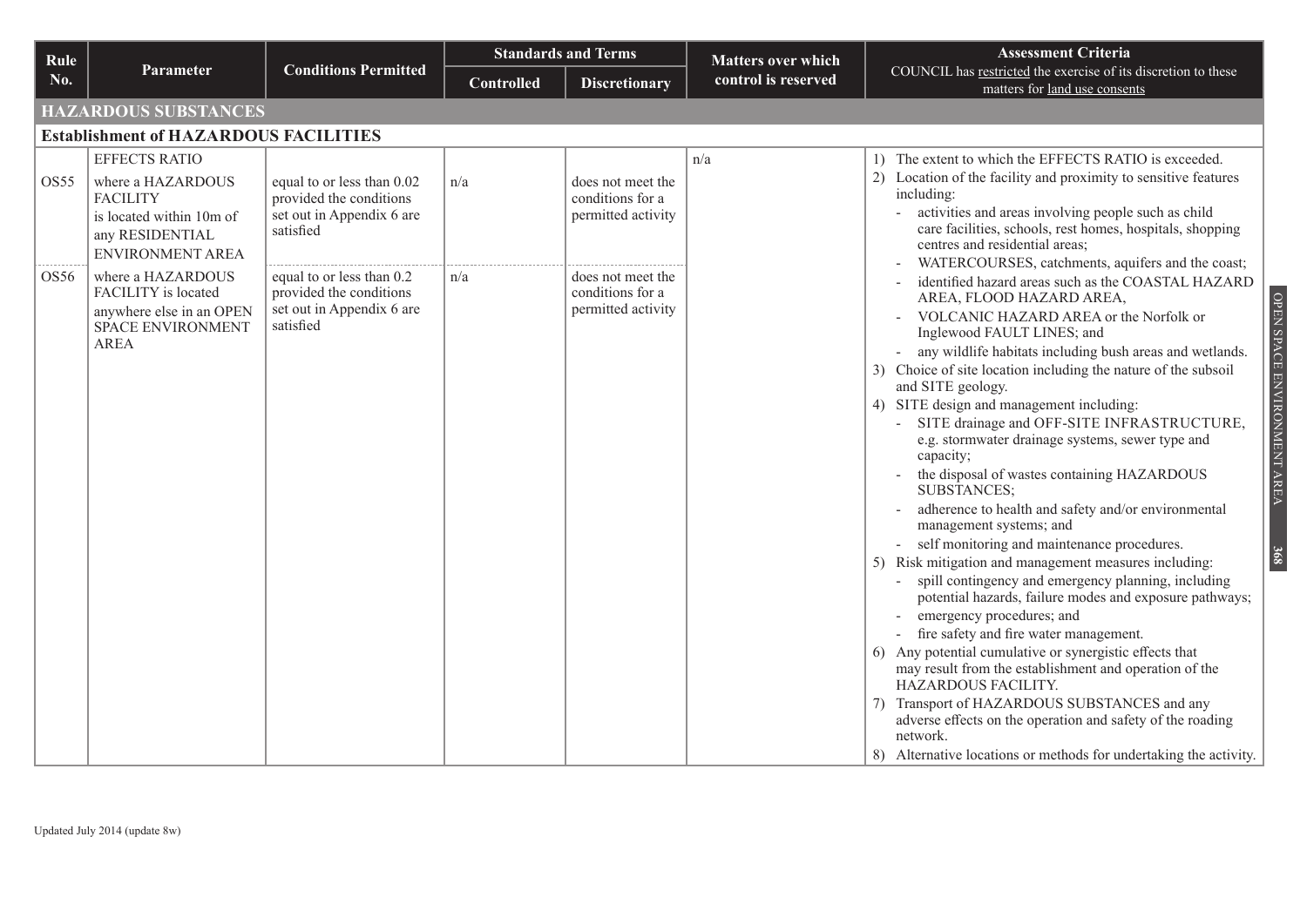| Rule No. | Parameter | Conditions Permitted | Standards and Terms | | Matters over which control is reserved | Assessment Criteria COUNCIL has restricted the exercise of its discretion to these matters for land use consents |
|---|---|---|---|---|---|---|
| | | | Controlled | Discretionary | | |
| **HAZARDOUS SUBSTANCES** | | | | | | |
| **Establishment of HAZARDOUS FACILITIES** | | | | | | |
| | EFFECTS RATIO | | | | n/a | 1) The extent to which the EFFECTS RATIO is exceeded.<br>2) Location of the facility and proximity to sensitive features including:<br>- activities and areas involving people such as child care facilities, schools, rest homes, hospitals, shopping centres and residential areas;<br>- WATERCOURSES, catchments, aquifers and the coast;<br>- identified hazard areas such as the COASTAL HAZARD AREA, FLOOD HAZARD AREA,<br>- VOLCANIC HAZARD AREA or the Norfolk or Inglewood FAULT LINES; and<br>- any wildlife habitats including bush areas and wetlands.<br>3) Choice of site location including the nature of the subsoil and SITE geology.<br>4) SITE design and management including:<br>- SITE drainage and OFF-SITE INFRASTRUCTURE, e.g. stormwater drainage systems, sewer type and capacity;<br>- the disposal of wastes containing HAZARDOUS SUBSTANCES;<br>- adherence to health and safety and/or environmental management systems; and<br>- self monitoring and maintenance procedures.<br>5) Risk mitigation and management measures including:<br>- spill contingency and emergency planning, including potential hazards, failure modes and exposure pathways;<br>- emergency procedures; and<br>- fire safety and fire water management.<br>6) Any potential cumulative or synergistic effects that may result from the establishment and operation of the HAZARDOUS FACILITY.<br>7) Transport of HAZARDOUS SUBSTANCES and any adverse effects on the operation and safety of the roading network.<br>8) Alternative locations or methods for undertaking the activity. |
| OS55 | where a HAZARDOUS FACILITY is located within 10m of any RESIDENTIAL ENVIRONMENT AREA | equal to or less than 0.02 provided the conditions set out in Appendix 6 are satisfied | n/a | does not meet the conditions for a permitted activity | | |
| OS56 | where a HAZARDOUS FACILITY is located anywhere else in an OPEN SPACE ENVIRONMENT AREA | equal to or less than 0.2 provided the conditions set out in Appendix 6 are satisfied | n/a | does not meet the conditions for a permitted activity | | |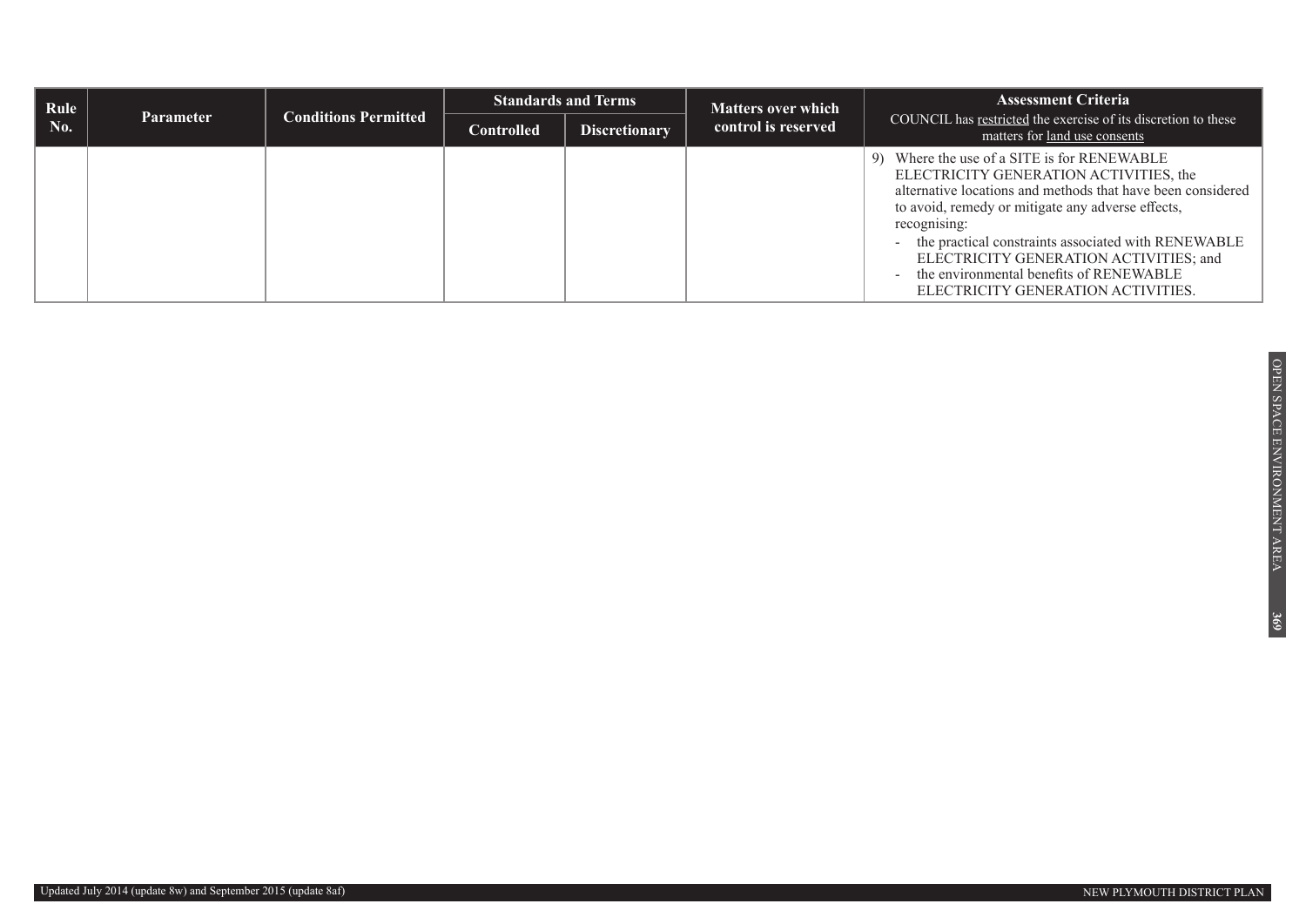| Rule No. | Parameter | Conditions Permitted | Standards and Terms | | Matters over which control is reserved | Assessment Criteria<br>COUNCIL has restricted the exercise of its discretion to these matters for land use consents |
|---|---|---|---|---|---|---|
| | | | Controlled | Discretionary | | |
| | | | | | | 9) Where the use of a SITE is for RENEWABLE ELECTRICITY GENERATION ACTIVITIES, the alternative locations and methods that have been considered to avoid, remedy or mitigate any adverse effects, recognising:<br>- the practical constraints associated with RENEWABLE ELECTRICITY GENERATION ACTIVITIES; and<br>- the environmental benefits of RENEWABLE ELECTRICITY GENERATION ACTIVITIES. |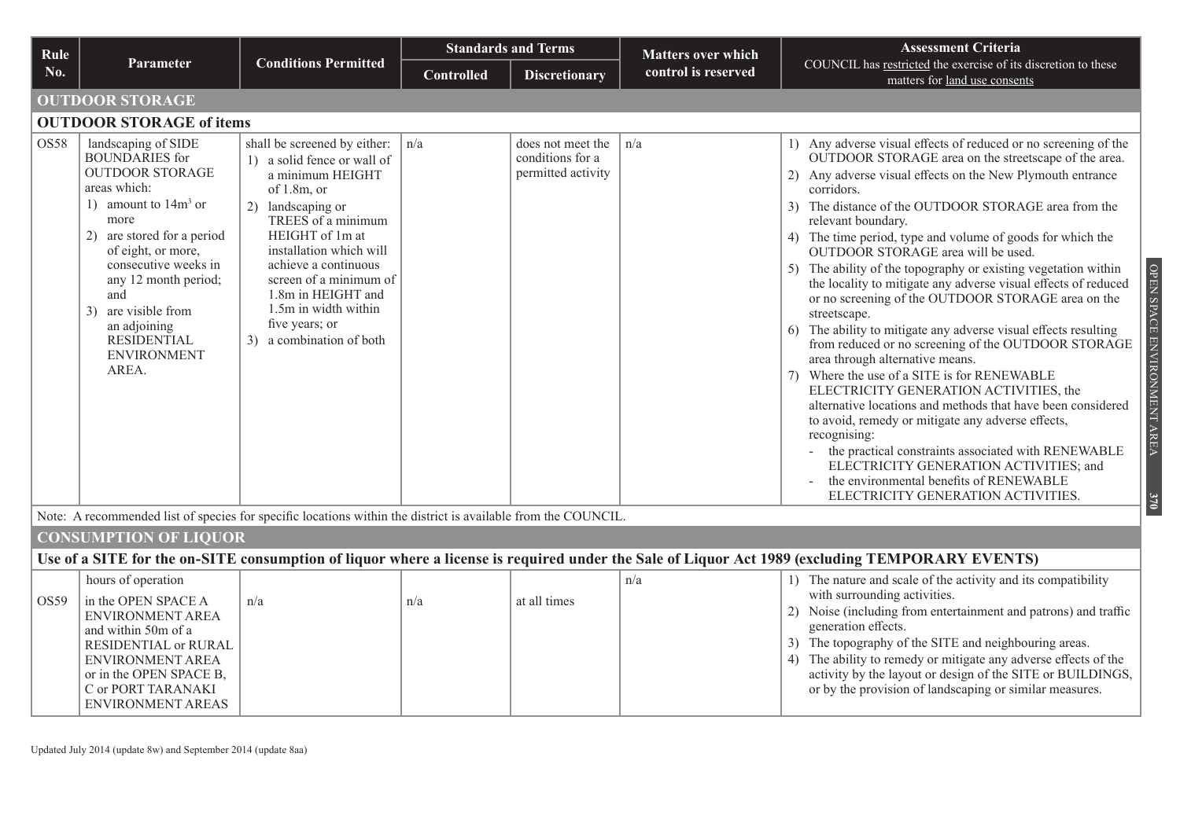| Rule No. | Parameter | Conditions Permitted | Standards and Terms | | Matters over which control is reserved | Assessment Criteria COUNCIL has restricted the exercise of its discretion to these matters for land use consents |
|---|---|---|---|---|---|---|
| | | | Controlled | Discretionary | | |
| **OUTDOOR STORAGE** | | | | | | |
| **OUTDOOR STORAGE of items** | | | | | | |
| OS58 | landscaping of SIDE BOUNDARIES for OUTDOOR STORAGE areas which: 1) amount to $14m^3$ or more 2) are stored for a period of eight, or more, consecutive weeks in any 12 month period; and 3) are visible from an adjoining RESIDENTIAL ENVIRONMENT AREA. | shall be screened by either: 1) a solid fence or wall of a minimum HEIGHT of 1.8m, or 2) landscaping or TREES of a minimum HEIGHT of 1m at installation which will achieve a continuous screen of a minimum of 1.8m in HEIGHT and 1.5m in width within five years; or 3) a combination of both | n/a | does not meet the conditions for a permitted activity | n/a | 1) Any adverse visual effects of reduced or no screening of the OUTDOOR STORAGE area on the streetscape of the area. 2) Any adverse visual effects on the New Plymouth entrance corridors. 3) The distance of the OUTDOOR STORAGE area from the relevant boundary. 4) The time period, type and volume of goods for which the OUTDOOR STORAGE area will be used. 5) The ability of the topography or existing vegetation within the locality to mitigate any adverse visual effects of reduced or no screening of the OUTDOOR STORAGE area on the streetscape. 6) The ability to mitigate any adverse visual effects resulting from reduced or no screening of the OUTDOOR STORAGE area through alternative means. 7) Where the use of a SITE is for RENEWABLE ELECTRICITY GENERATION ACTIVITIES, the alternative locations and methods that have been considered to avoid, remedy or mitigate any adverse effects, recognising: - the practical constraints associated with RENEWABLE ELECTRICITY GENERATION ACTIVITIES; and - the environmental benefits of RENEWABLE ELECTRICITY GENERATION ACTIVITIES. |
| Note: A recommended list of species for specific locations within the district is available from the COUNCIL. | | | | | | |
| **CONSUMPTION OF LIQUOR** | | | | | | |
| **Use of a SITE for the on-SITE consumption of liquor where a license is required under the Sale of Liquor Act 1989 (excluding TEMPORARY EVENTS)** | | | | | | |
| OS59 | hours of operation in the OPEN SPACE A ENVIRONMENT AREA and within 50m of a RESIDENTIAL or RURAL ENVIRONMENT AREA or in the OPEN SPACE B, C or PORT TARANAKI ENVIRONMENT AREAS | n/a | n/a | at all times | n/a | 1) The nature and scale of the activity and its compatibility with surrounding activities. 2) Noise (including from entertainment and patrons) and traffic generation effects. 3) The topography of the SITE and neighbouring areas. 4) The ability to remedy or mitigate any adverse effects of the activity by the layout or design of the SITE or BUILDINGS, or by the provision of landscaping or similar measures. |

Updated July 2014 (update 8w) and September 2014 (update 8aa)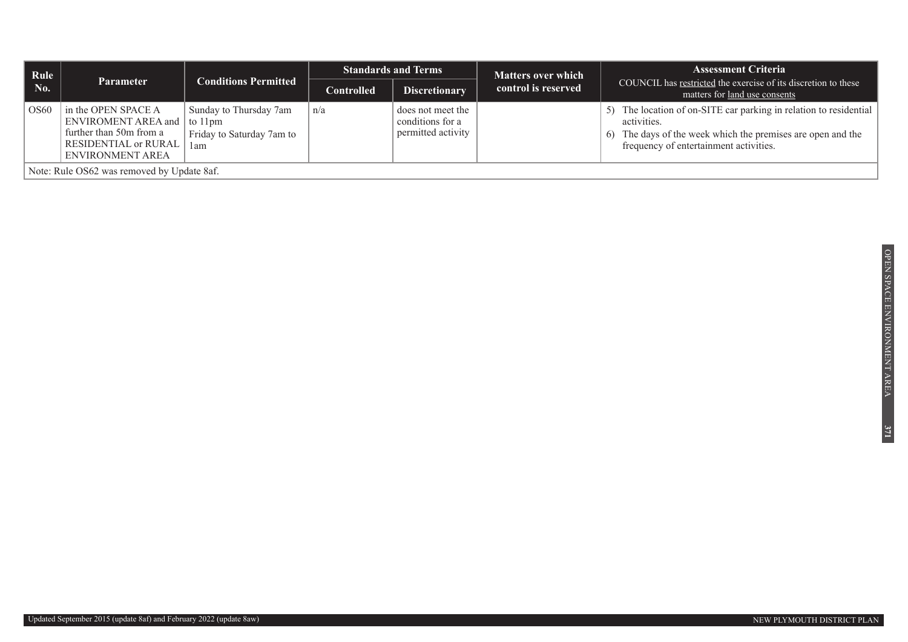| Rule No. | Parameter | Conditions Permitted | Standards and Terms | | Matters over which control is reserved | Assessment Criteria<br>COUNCIL has restricted the exercise of its discretion to these matters for land use consents |
|---|---|---|---|---|---|---|
| | | | Controlled | Discretionary | | |
| OS60 | in the OPEN SPACE A ENVIROMENT AREA and further than 50m from a RESIDENTIAL or RURAL ENVIRONMENT AREA | Sunday to Thursday 7am to 11pm<br>Friday to Saturday 7am to 1am | n/a | does not meet the conditions for a permitted activity | | 5) The location of on-SITE car parking in relation to residential activities.<br>6) The days of the week which the premises are open and the frequency of entertainment activities. |
| Note: Rule OS62 was removed by Update 8af. | | | | | | |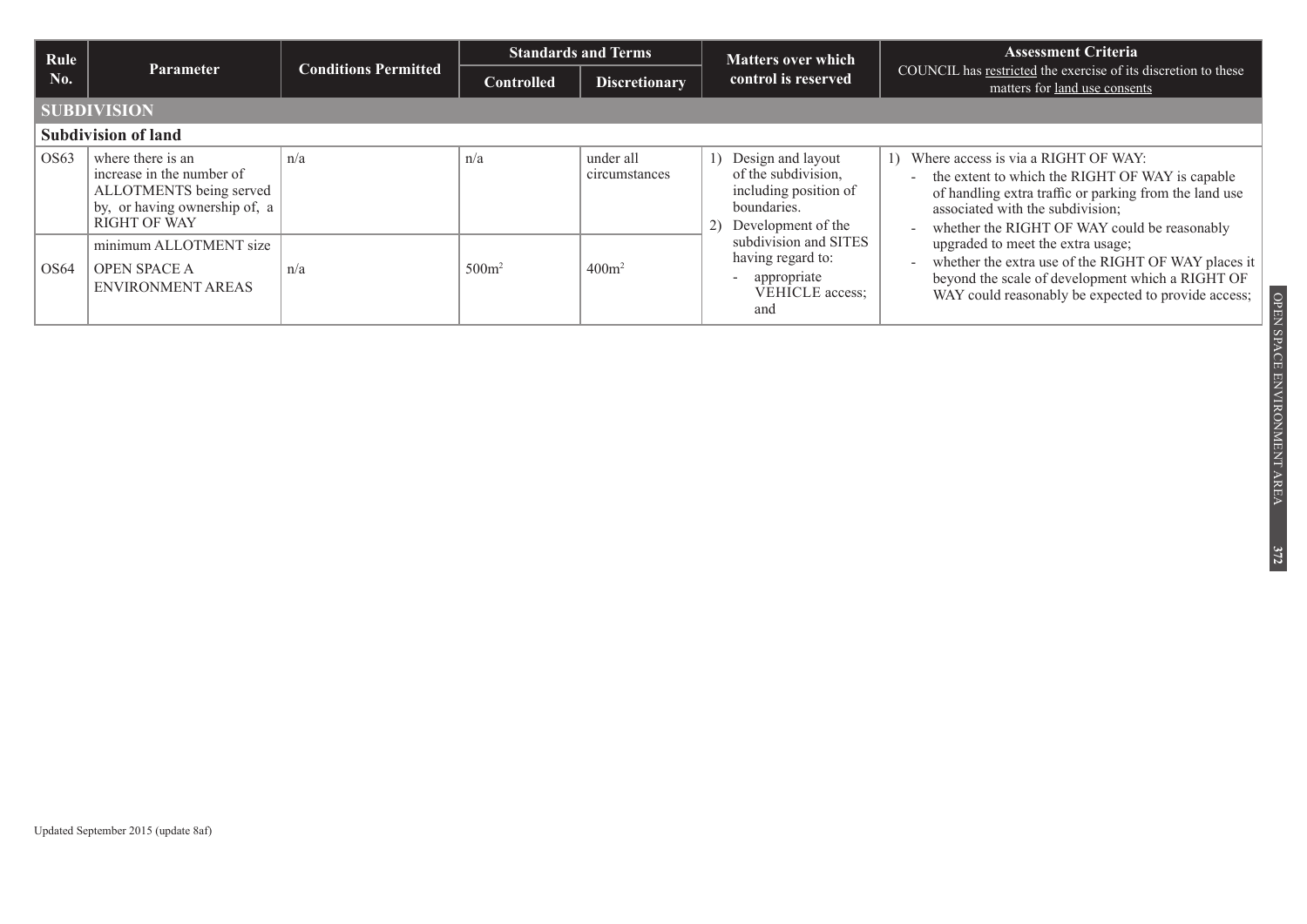| Rule No. | Parameter | Conditions Permitted | Standards and Terms | | Matters over which control is reserved | Assessment Criteria COUNCIL has restricted the exercise of its discretion to these matters for land use consents |
|---|---|---|---|---|---|---|
| | | | Controlled | Discretionary | | |
| **SUBDIVISION** | | | | | | |
| **Subdivision of land** | | | | | | |
| OS63 | where there is an increase in the number of ALLOTMENTS being served by, or having ownership of, a RIGHT OF WAY | n/a | n/a | under all circumstances | 1) Design and layout of the subdivision, including position of boundaries.<br>2) Development of the subdivision and SITES having regard to:<br>- appropriate VEHICLE access; and | 1) Where access is via a RIGHT OF WAY:<br>- the extent to which the RIGHT OF WAY is capable of handling extra traffic or parking from the land use associated with the subdivision;<br>- whether the RIGHT OF WAY could be reasonably upgraded to meet the extra usage;<br>- whether the extra use of the RIGHT OF WAY places it beyond the scale of development which a RIGHT OF WAY could reasonably be expected to provide access; |
| OS64 | minimum ALLOTMENT size<br>OPEN SPACE A ENVIRONMENT AREAS | n/a | $500m^2$ | $400m^2$ | | |

Updated September 2015 (update 8af)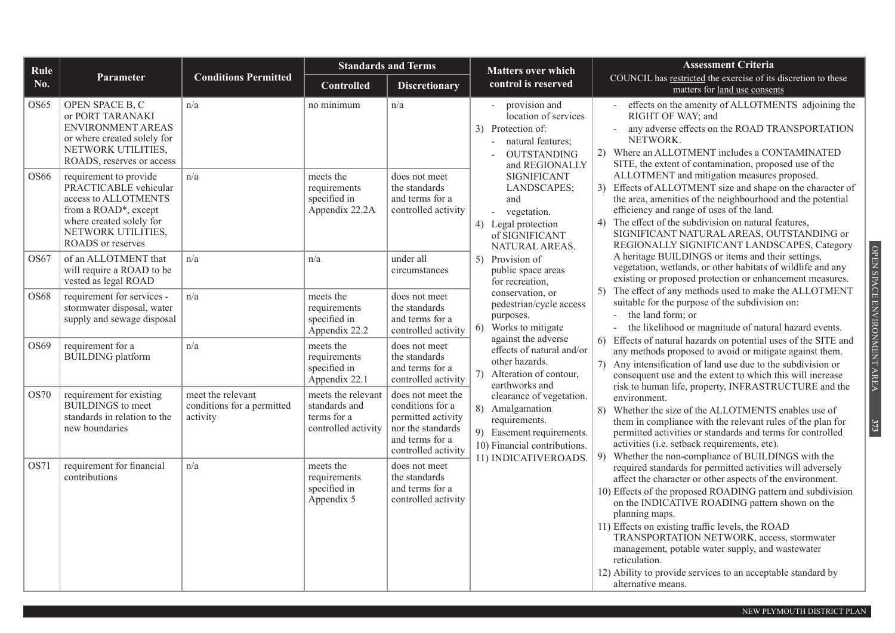| Rule No. | Parameter | Conditions Permitted | Standards and Terms | | Matters over which control is reserved | Assessment Criteria COUNCIL has restricted the exercise of its discretion to these matters for land use consents |
|---|---|---|---|---|---|---|
| | | | Controlled | Discretionary | | |
| OS65 | OPEN SPACE B, C or PORT TARANAKI ENVIRONMENT AREAS or where created solely for NETWORK UTILITIES, ROADS, reserves or access | n/a | no minimum | n/a | - provision and location of services<br>3) Protection of:<br>- natural features;<br>- OUTSTANDING and REGIONALLY SIGNIFICANT LANDSCAPES; and<br>- vegetation.<br>4) Legal protection of SIGNIFICANT NATURAL AREAS.<br>5) Provision of public space areas for recreation, conservation, or pedestrian/cycle access purposes.<br>6) Works to mitigate against the adverse effects of natural and/or other hazards.<br>7) Alteration of contour, earthworks and clearance of vegetation.<br>8) Amalgamation requirements.<br>9) Easement requirements.<br>10) Financial contributions.<br>11) INDICATIVEROADS. | - effects on the amenity of ALLOTMENTS adjoining the RIGHT OF WAY; and<br>- any adverse effects on the ROAD TRANSPORTATION NETWORK.<br>2) Where an ALLOTMENT includes a CONTAMINATED SITE, the extent of contamination, proposed use of the ALLOTMENT and mitigation measures proposed.<br>3) Effects of ALLOTMENT size and shape on the character of the area, amenities of the neighbourhood and the potential efficiency and range of uses of the land.<br>4) The effect of the subdivision on natural features, SIGNIFICANT NATURAL AREAS, OUTSTANDING or REGIONALLY SIGNIFICANT LANDSCAPES, Category A heritage BUILDINGS or items and their settings, vegetation, wetlands, or other habitats of wildlife and any existing or proposed protection or enhancement measures.<br>5) The effect of any methods used to make the ALLOTMENT suitable for the purpose of the subdivision on:<br>- the land form; or<br>- the likelihood or magnitude of natural hazard events.<br>6) Effects of natural hazards on potential uses of the SITE and any methods proposed to avoid or mitigate against them.<br>7) Any intensification of land use due to the subdivision or consequent use and the extent to which this will increase risk to human life, property, INFRASTRUCTURE and the environment.<br>8) Whether the size of the ALLOTMENTS enables use of them in compliance with the relevant rules of the plan for permitted activities or standards and terms for controlled activities (i.e. setback requirements, etc).<br>9) Whether the non-compliance of BUILDINGS with the required standards for permitted activities will adversely affect the character or other aspects of the environment.<br>10) Effects of the proposed ROADING pattern and subdivision on the INDICATIVE ROADING pattern shown on the planning maps.<br>11) Effects on existing traffic levels, the ROAD TRANSPORTATION NETWORK, access, stormwater management, potable water supply, and wastewater reticulation.<br>12) Ability to provide services to an acceptable standard by alternative means. |
| OS66 | requirement to provide PRACTICABLE vehicular access to ALLOTMENTS from a ROAD*, except where created solely for NETWORK UTILITIES, ROADS or reserves | n/a | meets the requirements specified in Appendix 22.2A | does not meet the standards and terms for a controlled activity | | |
| OS67 | of an ALLOTMENT that will require a ROAD to be vested as legal ROAD | n/a | n/a | under all circumstances | | |
| OS68 | requirement for services - stormwater disposal, water supply and sewage disposal | n/a | meets the requirements specified in Appendix 22.2 | does not meet the standards and terms for a controlled activity | | |
| OS69 | requirement for a BUILDING platform | n/a | meets the requirements specified in Appendix 22.1 | does not meet the standards and terms for a controlled activity | | |
| OS70 | requirement for existing BUILDINGS to meet standards in relation to the new boundaries | meet the relevant conditions for a permitted activity | meets the relevant standards and terms for a controlled activity | does not meet the conditions for a permitted activity nor the standards and terms for a controlled activity | | |
| OS71 | requirement for financial contributions | n/a | meets the requirements specified in Appendix 5 | does not meet the standards and terms for a controlled activity | | |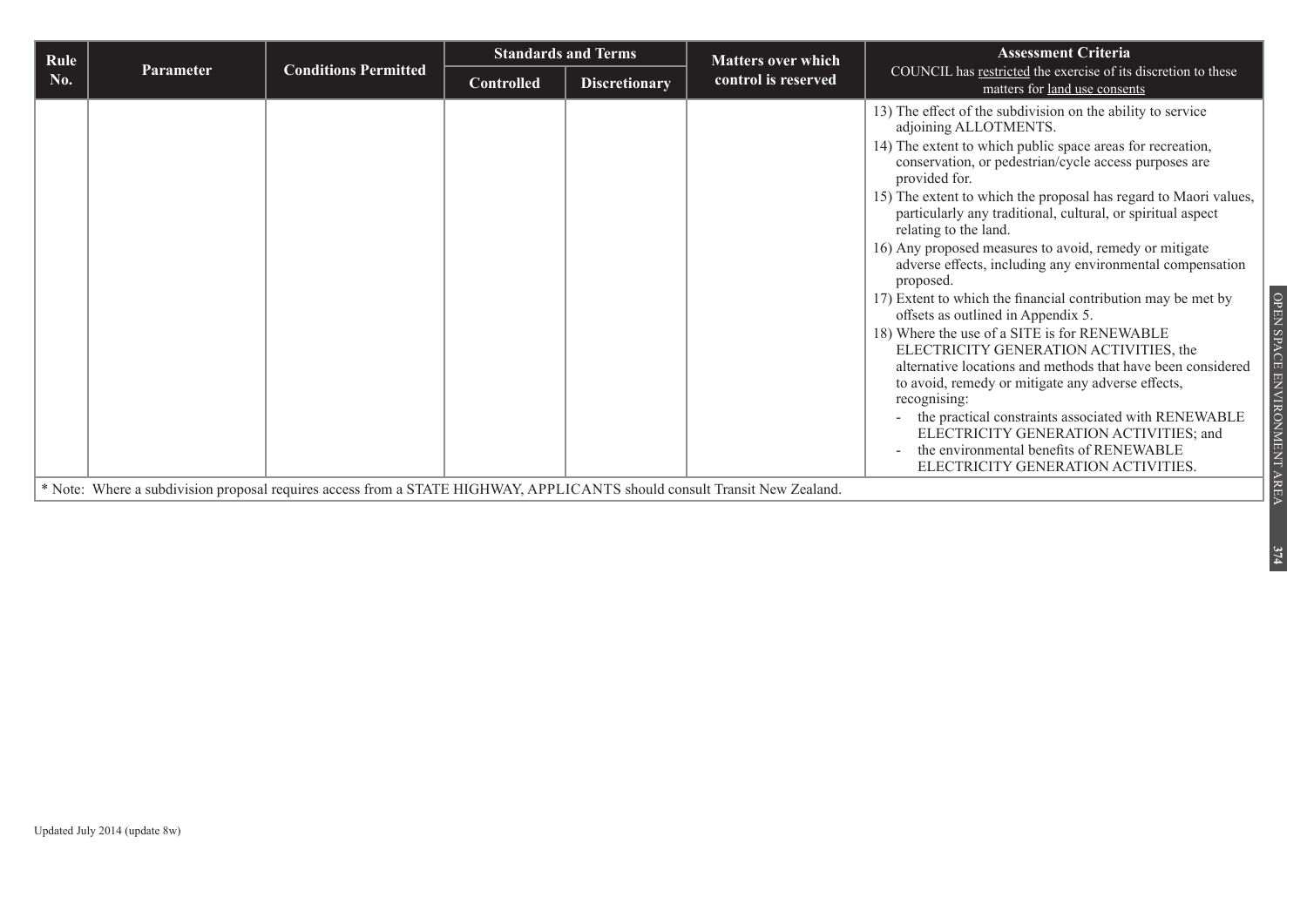| Rule No. | Parameter | Conditions Permitted | Standards and Terms | | Matters over which control is reserved | Assessment Criteria COUNCIL has restricted the exercise of its discretion to these matters for land use consents |
|---|---|---|---|---|---|---|
| | | | Controlled | Discretionary | | |
| | | | | | | 13) The effect of the subdivision on the ability to service adjoining ALLOTMENTS.<br>14) The extent to which public space areas for recreation, conservation, or pedestrian/cycle access purposes are provided for.<br>15) The extent to which the proposal has regard to Maori values, particularly any traditional, cultural, or spiritual aspect relating to the land.<br>16) Any proposed measures to avoid, remedy or mitigate adverse effects, including any environmental compensation proposed.<br>17) Extent to which the financial contribution may be met by offsets as outlined in Appendix 5.<br>18) Where the use of a SITE is for RENEWABLE ELECTRICITY GENERATION ACTIVITIES, the alternative locations and methods that have been considered to avoid, remedy or mitigate any adverse effects, recognising:<br>- the practical constraints associated with RENEWABLE ELECTRICITY GENERATION ACTIVITIES; and<br>- the environmental benefits of RENEWABLE ELECTRICITY GENERATION ACTIVITIES. |

* Note: Where a subdivision proposal requires access from a STATE HIGHWAY, APPLICANTS should consult Transit New Zealand.

Updated July 2014 (update 8w)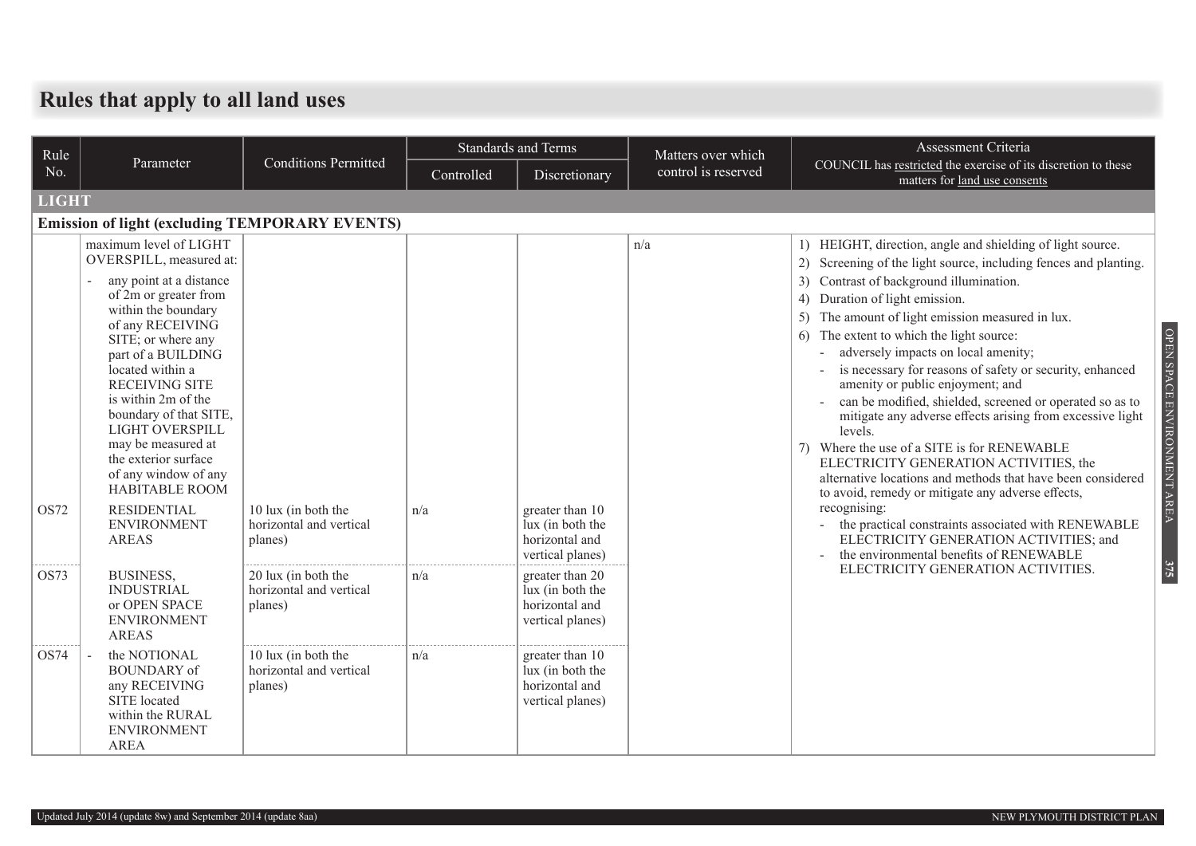# Rules that apply to all land uses

| Rule No. | Parameter | Conditions Permitted | Standards and Terms | | Matters over which control is reserved | Assessment Criteria COUNCIL has restricted the exercise of its discretion to these matters for land use consents |
|---|---|---|---|---|---|---|
| | | | Controlled | Discretionary | | |
| **LIGHT** | | | | | | |
| **Emission of light (excluding TEMPORARY EVENTS)** | | | | | | |
| | maximum level of LIGHT OVERSPILL, measured at: - any point at a distance of 2m or greater from within the boundary of any RECEIVING SITE; or where any part of a BUILDING located within a RECEIVING SITE is within 2m of the boundary of that SITE, LIGHT OVERSPILL may be measured at the exterior surface of any window of any HABITABLE ROOM | | | | n/a | 1) HEIGHT, direction, angle and shielding of light source. 2) Screening of the light source, including fences and planting. 3) Contrast of background illumination. 4) Duration of light emission. 5) The amount of light emission measured in lux. 6) The extent to which the light source: - adversely impacts on local amenity; - is necessary for reasons of safety or security, enhanced amenity or public enjoyment; and - can be modified, shielded, screened or operated so as to mitigate any adverse effects arising from excessive light levels. 7) Where the use of a SITE is for RENEWABLE ELECTRICITY GENERATION ACTIVITIES, the alternative locations and methods that have been considered to avoid, remedy or mitigate any adverse effects, recognising: - the practical constraints associated with RENEWABLE ELECTRICITY GENERATION ACTIVITIES; and - the environmental benefits of RENEWABLE ELECTRICITY GENERATION ACTIVITIES. |
| OS72 | RESIDENTIAL ENVIRONMENT AREAS | 10 lux (in both the horizontal and vertical planes) | n/a | greater than 10 lux (in both the horizontal and vertical planes) | | |
| OS73 | BUSINESS, INDUSTRIAL or OPEN SPACE ENVIRONMENT AREAS | 20 lux (in both the horizontal and vertical planes) | n/a | greater than 20 lux (in both the horizontal and vertical planes) | | |
| OS74 | - the NOTIONAL BOUNDARY of any RECEIVING SITE located within the RURAL ENVIRONMENT AREA | 10 lux (in both the horizontal and vertical planes) | n/a | greater than 10 lux (in both the horizontal and vertical planes) | | |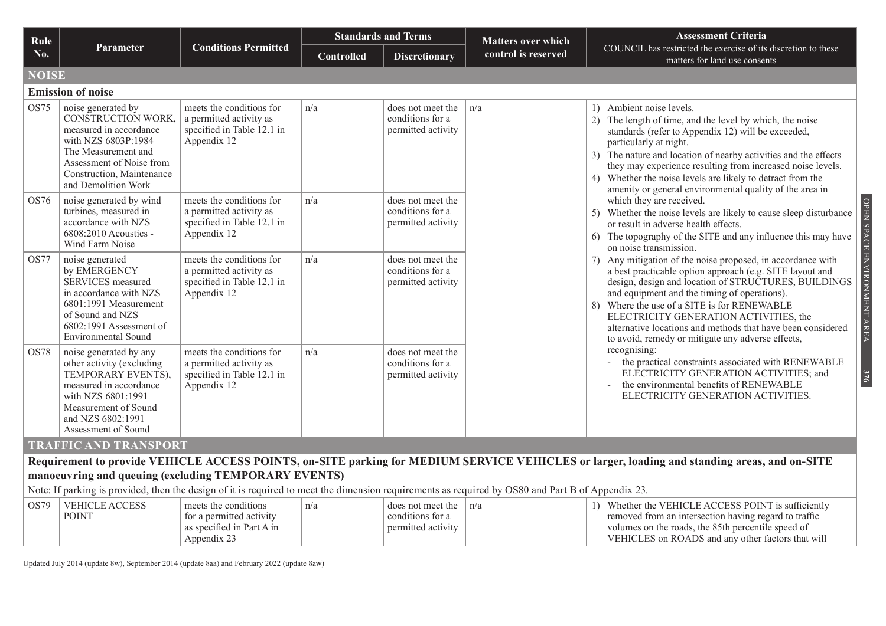| Rule No. | Parameter | Conditions Permitted | Standards and Terms | | Matters over which control is reserved | Assessment Criteria COUNCIL has restricted the exercise of its discretion to these matters for land use consents |
|---|---|---|---|---|---|---|
| | | | Controlled | Discretionary | | |
| **NOISE** | | | | | | |
| **Emission of noise** | | | | | | |
| OS75 | noise generated by CONSTRUCTION WORK, measured in accordance with NZS 6803P:1984 The Measurement and Assessment of Noise from Construction, Maintenance and Demolition Work | meets the conditions for a permitted activity as specified in Table 12.1 in Appendix 12 | n/a | does not meet the conditions for a permitted activity | n/a | 1) Ambient noise levels.<br>2) The length of time, and the level by which, the noise standards (refer to Appendix 12) will be exceeded, particularly at night.<br>3) The nature and location of nearby activities and the effects they may experience resulting from increased noise levels.<br>4) Whether the noise levels are likely to detract from the amenity or general environmental quality of the area in which they are received.<br>5) Whether the noise levels are likely to cause sleep disturbance or result in adverse health effects.<br>6) The topography of the SITE and any influence this may have on noise transmission.<br>7) Any mitigation of the noise proposed, in accordance with a best practicable option approach (e.g. SITE layout and design, design and location of STRUCTURES, BUILDINGS and equipment and the timing of operations).<br>8) Where the use of a SITE is for RENEWABLE ELECTRICITY GENERATION ACTIVITIES, the alternative locations and methods that have been considered to avoid, remedy or mitigate any adverse effects, recognising:<br>- the practical constraints associated with RENEWABLE ELECTRICITY GENERATION ACTIVITIES; and<br>- the environmental benefits of RENEWABLE ELECTRICITY GENERATION ACTIVITIES. |
| OS76 | noise generated by wind turbines, measured in accordance with NZS 6808:2010 Acoustics - Wind Farm Noise | meets the conditions for a permitted activity as specified in Table 12.1 in Appendix 12 | n/a | does not meet the conditions for a permitted activity | | |
| OS77 | noise generated by EMERGENCY SERVICES measured in accordance with NZS 6801:1991 Measurement of Sound and NZS 6802:1991 Assessment of Environmental Sound | meets the conditions for a permitted activity as specified in Table 12.1 in Appendix 12 | n/a | does not meet the conditions for a permitted activity | | |
| OS78 | noise generated by any other activity (excluding TEMPORARY EVENTS), measured in accordance with NZS 6801:1991 Measurement of Sound and NZS 6802:1991 Assessment of Sound | meets the conditions for a permitted activity as specified in Table 12.1 in Appendix 12 | n/a | does not meet the conditions for a permitted activity | | |
| **TRAFFIC AND TRANSPORT** | | | | | | |
| **Requirement to provide VEHICLE ACCESS POINTS, on-SITE parking for MEDIUM SERVICE VEHICLES or larger, loading and standing areas, and on-SITE manoeuvring and queuing (excluding TEMPORARY EVENTS)** | | | | | | |
| Note: If parking is provided, then the design of it is required to meet the dimension requirements as required by OS80 and Part B of Appendix 23. | | | | | | |
| OS79 | VEHICLE ACCESS POINT | meets the conditions for a permitted activity as specified in Part A in Appendix 23 | n/a | does not meet the conditions for a permitted activity | n/a | 1) Whether the VEHICLE ACCESS POINT is sufficiently removed from an intersection having regard to traffic volumes on the roads, the 85th percentile speed of VEHICLES on ROADS and any other factors that will |

Updated July 2014 (update 8w), September 2014 (update 8aa) and February 2022 (update 8aw)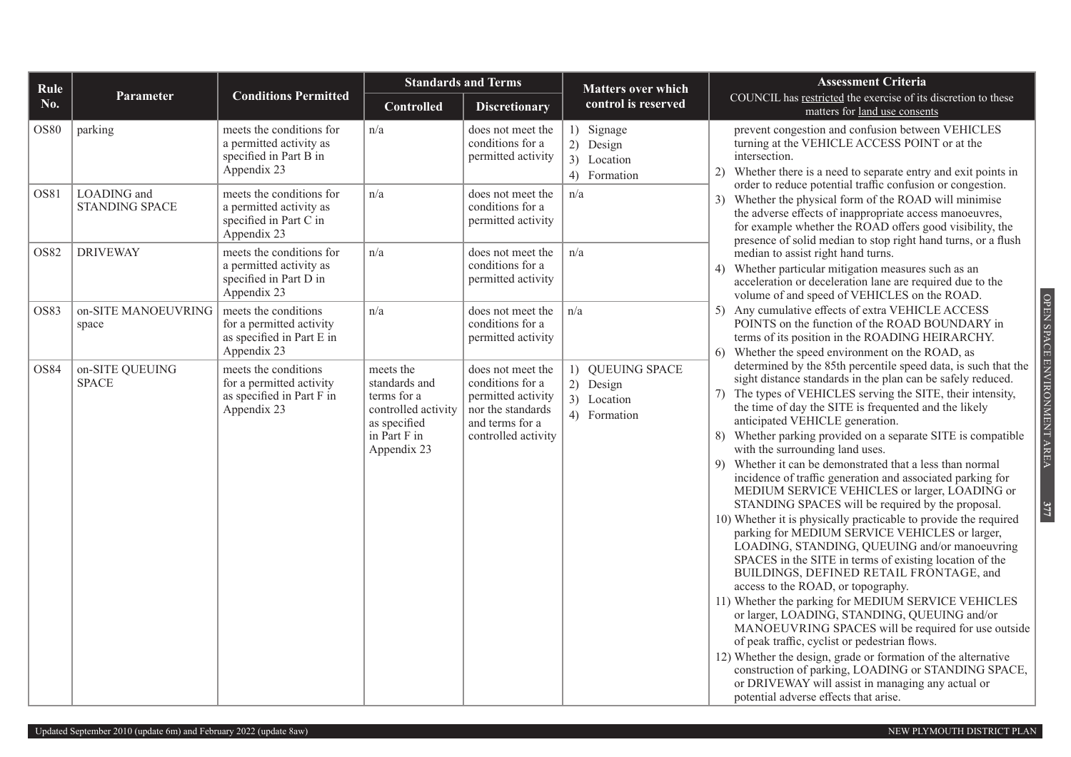| Rule No. | Parameter | Conditions Permitted | Standards and Terms | | Matters over which control is reserved | Assessment Criteria |
|---|---|---|---|---|---|---|
| | | | Controlled | Discretionary | | COUNCIL has restricted the exercise of its discretion to these matters for land use consents |
| OS80 | parking | meets the conditions for a permitted activity as specified in Part B in Appendix 23 | n/a | does not meet the conditions for a permitted activity | 1) Signage 2) Design 3) Location 4) Formation | prevent congestion and confusion between VEHICLES turning at the VEHICLE ACCESS POINT or at the intersection. 2) Whether there is a need to separate entry and exit points in order to reduce potential traffic confusion or congestion. 3) Whether the physical form of the ROAD will minimise the adverse effects of inappropriate access manoeuvres, for example whether the ROAD offers good visibility, the presence of solid median to stop right hand turns, or a flush median to assist right hand turns. 4) Whether particular mitigation measures such as an acceleration or deceleration lane are required due to the volume of and speed of VEHICLES on the ROAD. 5) Any cumulative effects of extra VEHICLE ACCESS POINTS on the function of the ROAD BOUNDARY in terms of its position in the ROADING HEIRARCHY. 6) Whether the speed environment on the ROAD, as determined by the 85th percentile speed data, is such that the sight distance standards in the plan can be safely reduced. 7) The types of VEHICLES serving the SITE, their intensity, the time of day the SITE is frequented and the likely anticipated VEHICLE generation. 8) Whether parking provided on a separate SITE is compatible with the surrounding land uses. 9) Whether it can be demonstrated that a less than normal incidence of traffic generation and associated parking for MEDIUM SERVICE VEHICLES or larger, LOADING or STANDING SPACES will be required by the proposal. 10) Whether it is physically practicable to provide the required parking for MEDIUM SERVICE VEHICLES or larger, LOADING, STANDING, QUEUING and/or manoeuvring SPACES in the SITE in terms of existing location of the BUILDINGS, DEFINED RETAIL FRONTAGE, and access to the ROAD, or topography. 11) Whether the parking for MEDIUM SERVICE VEHICLES or larger, LOADING, STANDING, QUEUING and/or MANOEUVRING SPACES will be required for use outside of peak traffic, cyclist or pedestrian flows. 12) Whether the design, grade or formation of the alternative construction of parking, LOADING or STANDING SPACE, or DRIVEWAY will assist in managing any actual or potential adverse effects that arise. |
| OS81 | LOADING and STANDING SPACE | meets the conditions for a permitted activity as specified in Part C in Appendix 23 | n/a | does not meet the conditions for a permitted activity | n/a | |
| OS82 | DRIVEWAY | meets the conditions for a permitted activity as specified in Part D in Appendix 23 | n/a | does not meet the conditions for a permitted activity | n/a | |
| OS83 | on-SITE MANOEUVRING space | meets the conditions for a permitted activity as specified in Part E in Appendix 23 | n/a | does not meet the conditions for a permitted activity | n/a | |
| OS84 | on-SITE QUEUING SPACE | meets the conditions for a permitted activity as specified in Part F in Appendix 23 | meets the standards and terms for a controlled activity as specified in Part F in Appendix 23 | does not meet the conditions for a permitted activity nor the standards and terms for a controlled activity | 1) QUEUING SPACE 2) Design 3) Location 4) Formation | |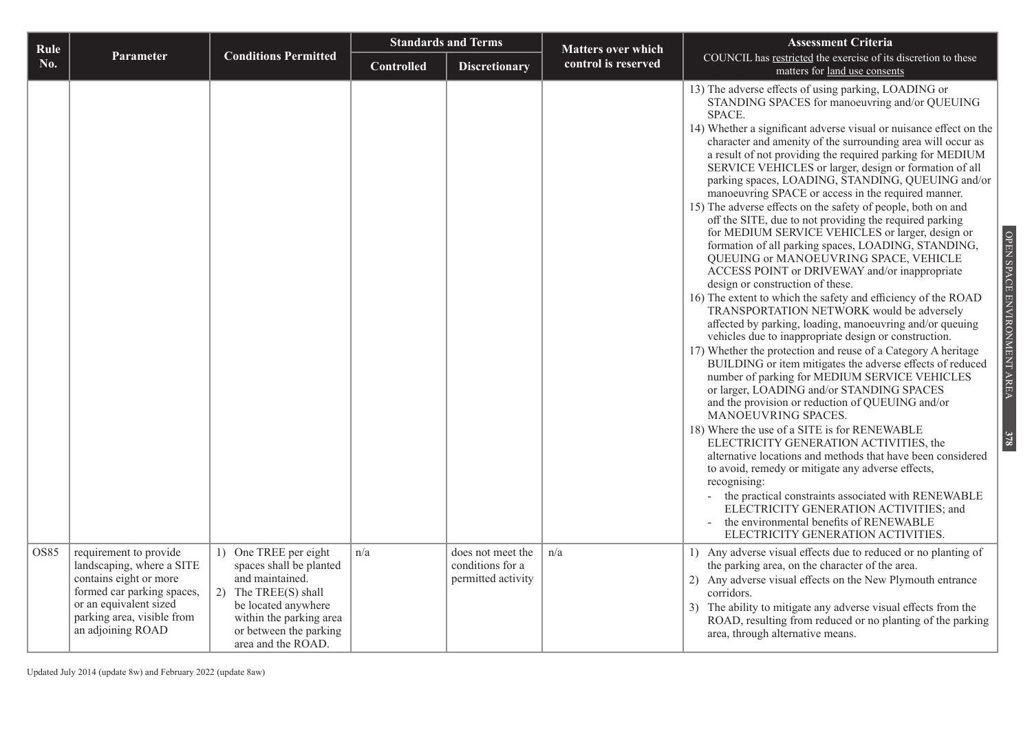| Rule No. | Parameter | Conditions Permitted | Standards and Terms | | Matters over which control is reserved | Assessment Criteria |
|---|---|---|---|---|---|---|
| | | | Controlled | Discretionary | | COUNCIL has restricted the exercise of its discretion to these matters for land use consents |
| | | | | | | 13) The adverse effects of using parking, LOADING or STANDING SPACES for manoeuvring and/or QUEUING SPACE.<br>14) Whether a significant adverse visual or nuisance effect on the character and amenity of the surrounding area will occur as a result of not providing the required parking for MEDIUM SERVICE VEHICLES or larger, design or formation of all parking spaces, LOADING, STANDING, QUEUING and/or manoeuvring SPACE or access in the required manner.<br>15) The adverse effects on the safety of people, both on and off the SITE, due to not providing the required parking for MEDIUM SERVICE VEHICLES or larger, design or formation of all parking spaces, LOADING, STANDING, QUEUING or MANOEUVRING SPACE, VEHICLE ACCESS POINT or DRIVEWAY and/or inappropriate design or construction of these.<br>16) The extent to which the safety and efficiency of the ROAD TRANSPORTATION NETWORK would be adversely affected by parking, loading, manoeuvring and/or queuing vehicles due to inappropriate design or construction.<br>17) Whether the protection and reuse of a Category A heritage BUILDING or item mitigates the adverse effects of reduced number of parking for MEDIUM SERVICE VEHICLES or larger, LOADING and/or STANDING SPACES and the provision or reduction of QUEUING and/or MANOEUVRING SPACES.<br>18) Where the use of a SITE is for RENEWABLE ELECTRICITY GENERATION ACTIVITIES, the alternative locations and methods that have been considered to avoid, remedy or mitigate any adverse effects, recognising:<br>- the practical constraints associated with RENEWABLE ELECTRICITY GENERATION ACTIVITIES; and<br>- the environmental benefits of RENEWABLE ELECTRICITY GENERATION ACTIVITIES. |
| OS85 | requirement to provide landscaping, where a SITE contains eight or more formed car parking spaces, or an equivalent sized parking area, visible from an adjoining ROAD | 1) One TREE per eight spaces shall be planted and maintained.<br>2) The TREE(S) shall be located anywhere within the parking area or between the parking area and the ROAD. | n/a | does not meet the conditions for a permitted activity | n/a | 1) Any adverse visual effects due to reduced or no planting of the parking area, on the character of the area.<br>2) Any adverse visual effects on the New Plymouth entrance corridors.<br>3) The ability to mitigate any adverse visual effects from the ROAD, resulting from reduced or no planting of the parking area, through alternative means. |

Updated July 2014 (update 8w) and February 2022 (update 8aw)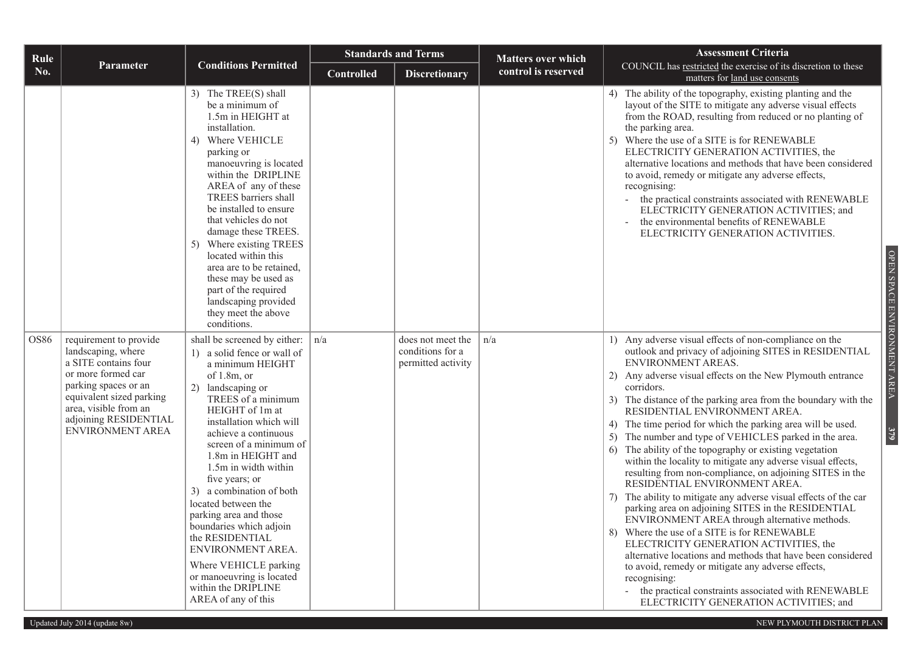| Rule No. | Parameter | Conditions Permitted | Standards and Terms | | Matters over which control is reserved | Assessment Criteria |
|---|---|---|---|---|---|---|
| | | | Controlled | Discretionary | | COUNCIL has restricted the exercise of its discretion to these matters for land use consents |
| | | 3) The TREE(S) shall be a minimum of 1.5m in HEIGHT at installation.<br>4) Where VEHICLE parking or manoeuvring is located within the DRIPLINE AREA of any of these TREES barriers shall be installed to ensure that vehicles do not damage these TREES.<br>5) Where existing TREES located within this area are to be retained, these may be used as part of the required landscaping provided they meet the above conditions. | | | | 4) The ability of the topography, existing planting and the layout of the SITE to mitigate any adverse visual effects from the ROAD, resulting from reduced or no planting of the parking area.<br>5) Where the use of a SITE is for RENEWABLE ELECTRICITY GENERATION ACTIVITIES, the alternative locations and methods that have been considered to avoid, remedy or mitigate any adverse effects, recognising:<br>- the practical constraints associated with RENEWABLE ELECTRICITY GENERATION ACTIVITIES; and<br>- the environmental benefits of RENEWABLE ELECTRICITY GENERATION ACTIVITIES. |
| OS86 | requirement to provide landscaping, where a SITE contains four or more formed car parking spaces or an equivalent sized parking area, visible from an adjoining RESIDENTIAL ENVIRONMENT AREA | shall be screened by either:<br>1) a solid fence or wall of a minimum HEIGHT of 1.8m, or<br>2) landscaping or TREES of a minimum HEIGHT of 1m at installation which will achieve a continuous screen of a minimum of 1.8m in HEIGHT and 1.5m in width within five years; or<br>3) a combination of both<br>located between the parking area and those boundaries which adjoin the RESIDENTIAL ENVIRONMENT AREA.<br>Where VEHICLE parking or manoeuvring is located within the DRIPLINE AREA of any of this | n/a | does not meet the conditions for a permitted activity | n/a | 1) Any adverse visual effects of non-compliance on the outlook and privacy of adjoining SITES in RESIDENTIAL ENVIRONMENT AREAS.<br>2) Any adverse visual effects on the New Plymouth entrance corridors.<br>3) The distance of the parking area from the boundary with the RESIDENTIAL ENVIRONMENT AREA.<br>4) The time period for which the parking area will be used.<br>5) The number and type of VEHICLES parked in the area.<br>6) The ability of the topography or existing vegetation within the locality to mitigate any adverse visual effects, resulting from non-compliance, on adjoining SITES in the RESIDENTIAL ENVIRONMENT AREA.<br>7) The ability to mitigate any adverse visual effects of the car parking area on adjoining SITES in the RESIDENTIAL ENVIRONMENT AREA through alternative methods.<br>8) Where the use of a SITE is for RENEWABLE ELECTRICITY GENERATION ACTIVITIES, the alternative locations and methods that have been considered to avoid, remedy or mitigate any adverse effects, recognising:<br>- the practical constraints associated with RENEWABLE ELECTRICITY GENERATION ACTIVITIES; and |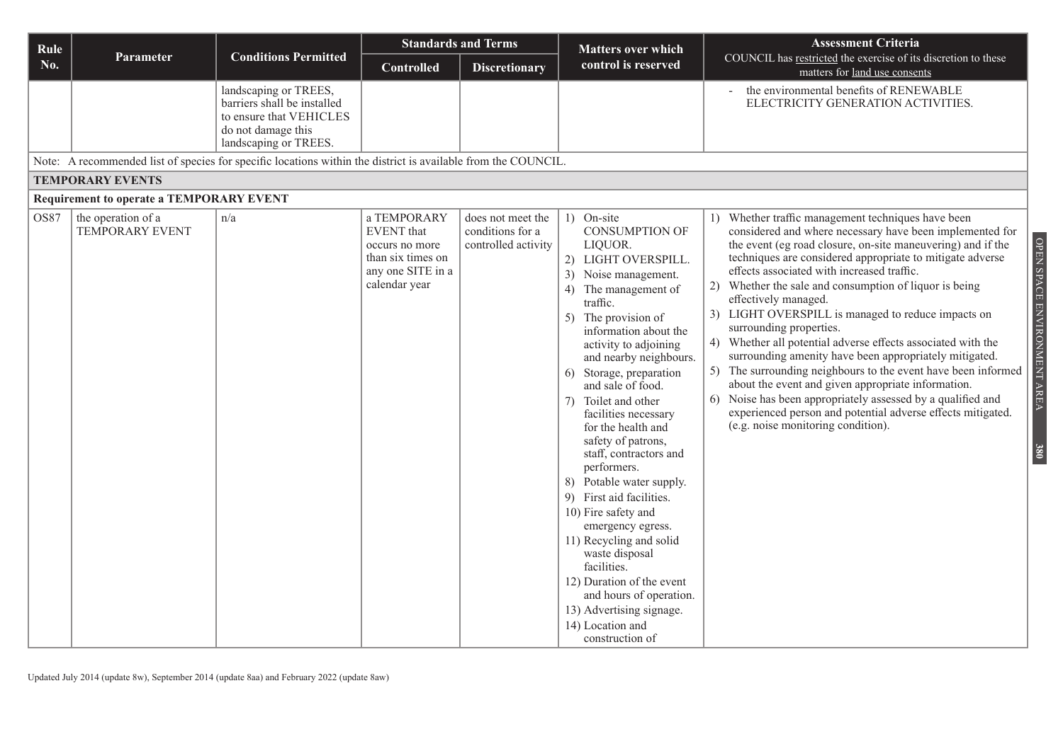| Rule No. | Parameter | Conditions Permitted | Standards and Terms | | Matters over which control is reserved | Assessment Criteria COUNCIL has restricted the exercise of its discretion to these matters for land use consents |
|---|---|---|---|---|---|---|
| | | | Controlled | Discretionary | | |
| | | landscaping or TREES, barriers shall be installed to ensure that VEHICLES do not damage this landscaping or TREES. | | | | - the environmental benefits of RENEWABLE ELECTRICITY GENERATION ACTIVITIES. |
| Note: A recommended list of species for specific locations within the district is available from the COUNCIL. | | | | | | |
| **TEMPORARY EVENTS** | | | | | | |
| **Requirement to operate a TEMPORARY EVENT** | | | | | | |
| OS87 | the operation of a TEMPORARY EVENT | n/a | a TEMPORARY EVENT that occurs no more than six times on any one SITE in a calendar year | does not meet the conditions for a controlled activity | 1) On-site CONSUMPTION OF LIQUOR.<br>2) LIGHT OVERSPILL.<br>3) Noise management.<br>4) The management of traffic.<br>5) The provision of information about the activity to adjoining and nearby neighbours.<br>6) Storage, preparation and sale of food.<br>7) Toilet and other facilities necessary for the health and safety of patrons, staff, contractors and performers.<br>8) Potable water supply.<br>9) First aid facilities.<br>10) Fire safety and emergency egress.<br>11) Recycling and solid waste disposal facilities.<br>12) Duration of the event and hours of operation.<br>13) Advertising signage.<br>14) Location and construction of | 1) Whether traffic management techniques have been considered and where necessary have been implemented for the event (eg road closure, on-site maneuvering) and if the techniques are considered appropriate to mitigate adverse effects associated with increased traffic.<br>2) Whether the sale and consumption of liquor is being effectively managed.<br>3) LIGHT OVERSPILL is managed to reduce impacts on surrounding properties.<br>4) Whether all potential adverse effects associated with the surrounding amenity have been appropriately mitigated.<br>5) The surrounding neighbours to the event have been informed about the event and given appropriate information.<br>6) Noise has been appropriately assessed by a qualified and experienced person and potential adverse effects mitigated. (e.g. noise monitoring condition). |

Updated July 2014 (update 8w), September 2014 (update 8aa) and February 2022 (update 8aw)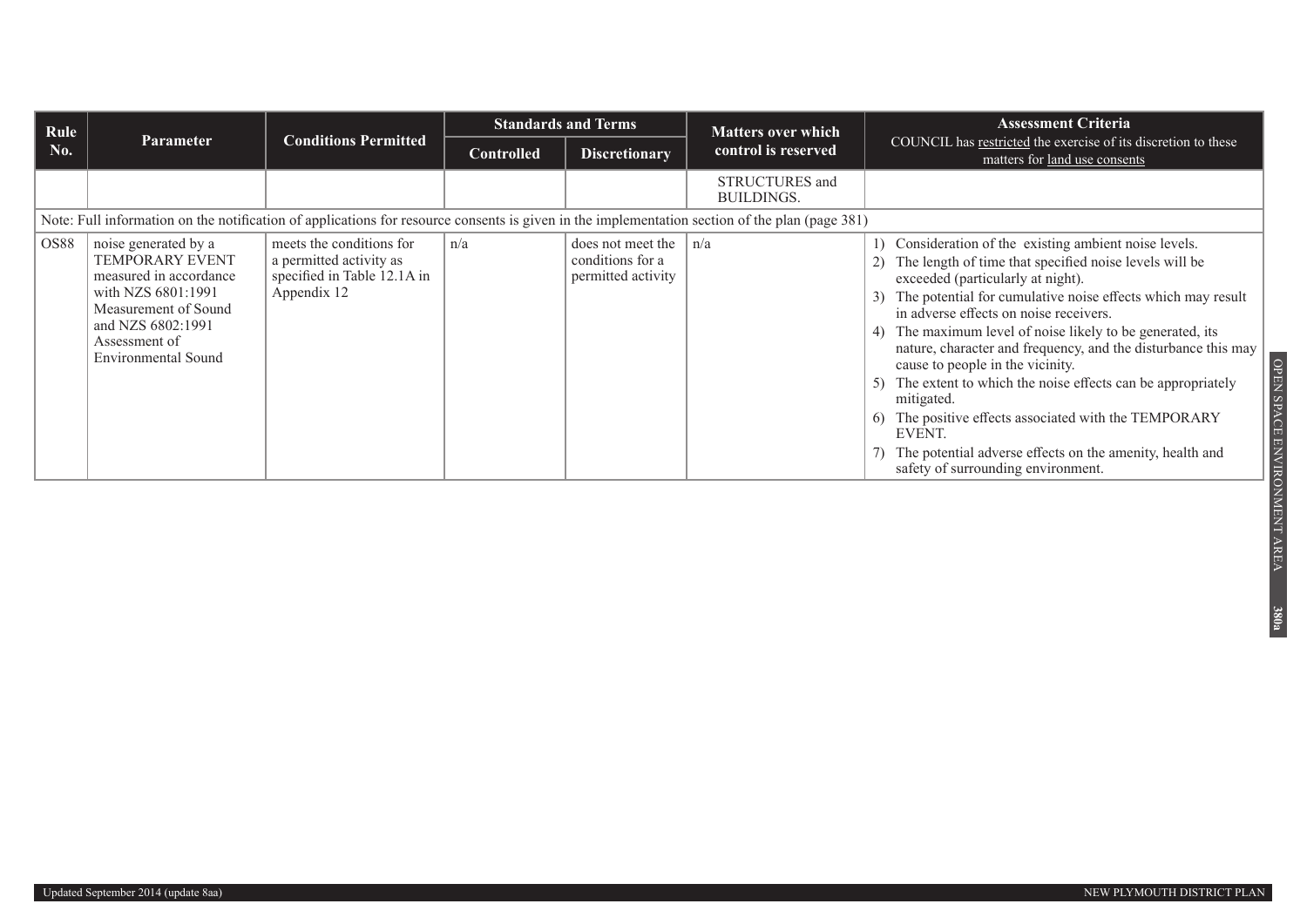| Rule No. | Parameter | Conditions Permitted | Standards and Terms | | Matters over which control is reserved | Assessment Criteria COUNCIL has restricted the exercise of its discretion to these matters for land use consents |
|---|---|---|---|---|---|---|
| | | | Controlled | Discretionary | | |
| | | | | | STRUCTURES and BUILDINGS. | |
| Note: Full information on the notification of applications for resource consents is given in the implementation section of the plan (page 381) | | | | | | |
| OS88 | noise generated by a TEMPORARY EVENT measured in accordance with NZS 6801:1991 Measurement of Sound and NZS 6802:1991 Assessment of Environmental Sound | meets the conditions for a permitted activity as specified in Table 12.1A in Appendix 12 | n/a | does not meet the conditions for a permitted activity | n/a | 1) Consideration of the existing ambient noise levels. 2) The length of time that specified noise levels will be exceeded (particularly at night). 3) The potential for cumulative noise effects which may result in adverse effects on noise receivers. 4) The maximum level of noise likely to be generated, its nature, character and frequency, and the disturbance this may cause to people in the vicinity. 5) The extent to which the noise effects can be appropriately mitigated. 6) The positive effects associated with the TEMPORARY EVENT. 7) The potential adverse effects on the amenity, health and safety of surrounding environment. |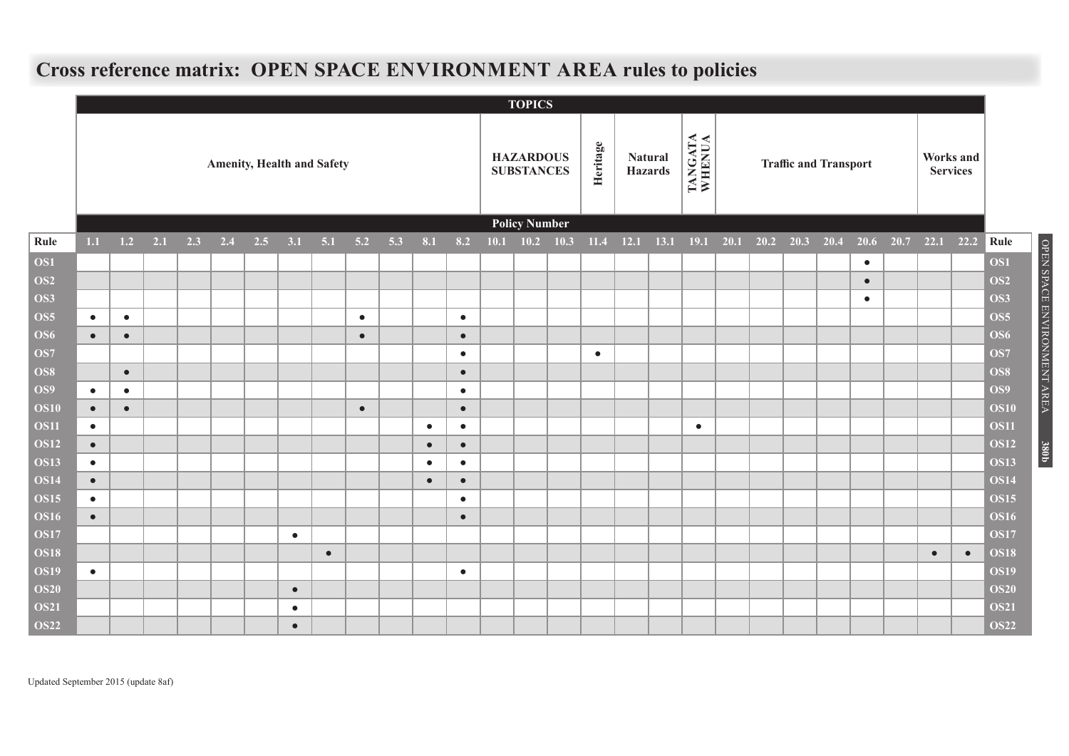# Cross reference matrix: OPEN SPACE ENVIRONMENT AREA rules to policies

| | TOPICS | | | | | | | | | | | | | | | | | | | | | | | | | | | |
|---|---|---|---|---|---|---|---|---|---|---|---|---|---|---|---|---|---|---|---|---|---|---|---|---|---|---|---|---|
| | Amenity, Health and Safety | | | | | | | | | | | | HAZARDOUS SUBSTANCES | | | Heritage | Natural Hazards | | TANGATA WHENUA | Traffic and Transport | | | | | | Works and Services | | |
| | Policy Number | | | | | | | | | | | | | | | | | | | | | | | | | | | |
| **Rule** | **1.1** | **1.2** | **2.1** | **2.3** | **2.4** | **2.5** | **3.1** | **5.1** | **5.2** | **5.3** | **8.1** | **8.2** | **10.1** | **10.2** | **10.3** | **11.4** | **12.1** | **13.1** | **19.1** | **20.1** | **20.2** | **20.3** | **20.4** | **20.6** | **20.7** | **22.1** | **22.2** | **Rule** |
| **OS1** | | | | | | | | | | | | | | | | | | | | | | | | ● | | | | **OS1** |
| **OS2** | | | | | | | | | | | | | | | | | | | | | | | | ● | | | | **OS2** |
| **OS3** | | | | | | | | | | | | | | | | | | | | | | | | ● | | | | **OS3** |
| **OS5** | ● | ● | | | | | | | ● | | | ● | | | | | | | | | | | | | | | | **OS5** |
| **OS6** | ● | ● | | | | | | | ● | | | ● | | | | | | | | | | | | | | | | **OS6** |
| **OS7** | | | | | | | | | | | | ● | | | | ● | | | | | | | | | | | | **OS7** |
| **OS8** | | ● | | | | | | | | | | ● | | | | | | | | | | | | | | | | **OS8** |
| **OS9** | ● | ● | | | | | | | | | | ● | | | | | | | | | | | | | | | | **OS9** |
| **OS10** | ● | ● | | | | | | | ● | | | ● | | | | | | | | | | | | | | | | **OS10** |
| **OS11** | ● | | | | | | | | | | ● | ● | | | | | | | ● | | | | | | | | | **OS11** |
| **OS12** | ● | | | | | | | | | | ● | ● | | | | | | | | | | | | | | | | **OS12** |
| **OS13** | ● | | | | | | | | | | ● | ● | | | | | | | | | | | | | | | | **OS13** |
| **OS14** | ● | | | | | | | | | | ● | ● | | | | | | | | | | | | | | | | **OS14** |
| **OS15** | ● | | | | | | | | | | | ● | | | | | | | | | | | | | | | | **OS15** |
| **OS16** | ● | | | | | | | | | | | ● | | | | | | | | | | | | | | | | **OS16** |
| **OS17** | | | | | | | ● | | | | | | | | | | | | | | | | | | | | | **OS17** |
| **OS18** | | | | | | | | ● | | | | | | | | | | | | | | | | | | ● | ● | **OS18** |
| **OS19** | ● | | | | | | | | | | | ● | | | | | | | | | | | | | | | | **OS19** |
| **OS20** | | | | | | | ● | | | | | | | | | | | | | | | | | | | | | **OS20** |
| **OS21** | | | | | | | ● | | | | | | | | | | | | | | | | | | | | | **OS21** |
| **OS22** | | | | | | | ● | | | | | | | | | | | | | | | | | | | | | **OS22** |

Updated September 2015 (update 8af)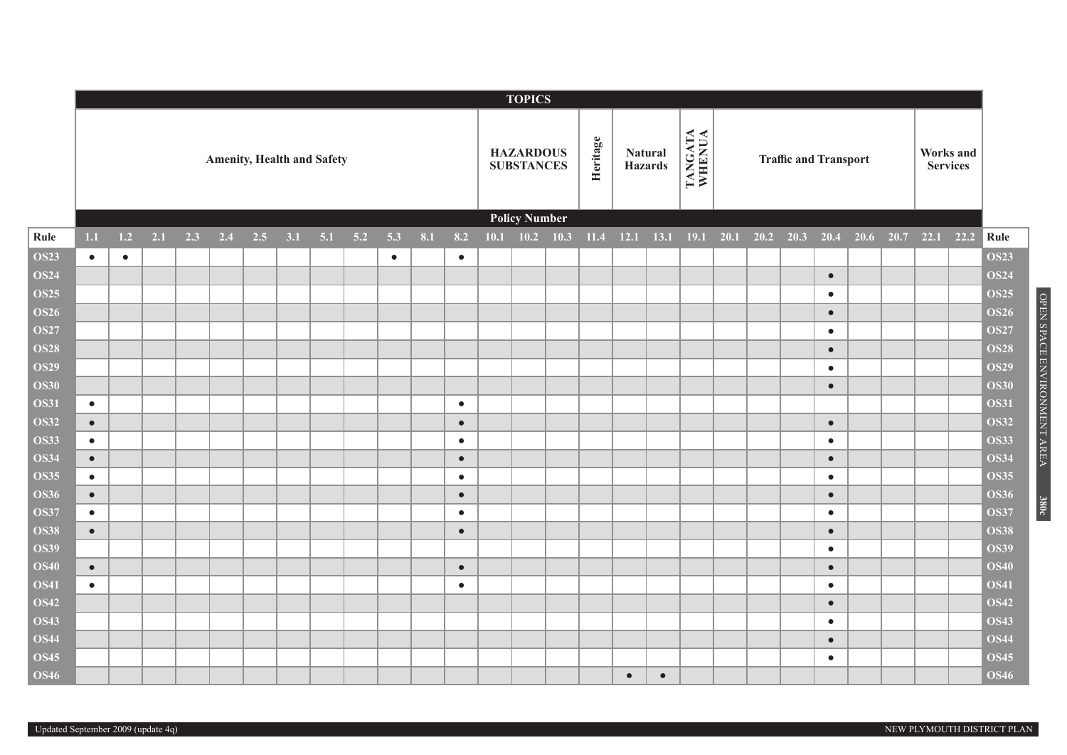| | TOPICS | | | | | | | | | | | | | | | | | | | | | | | | | | | |
|---|---|---|---|---|---|---|---|---|---|---|---|---|---|---|---|---|---|---|---|---|---|---|---|---|---|---|---|---|
| | Amenity, Health and Safety | | | | | | | | | | | | HAZARDOUS SUBSTANCES | | | Heritage | Natural Hazards | | TANGATA WHENUA | Traffic and Transport | | | | | | Works and Services | | |
| | Policy Number | | | | | | | | | | | | | | | | | | | | | | | | | | | |
| Rule | 1.1 | 1.2 | 2.1 | 2.3 | 2.4 | 2.5 | 3.1 | 5.1 | 5.2 | 5.3 | 8.1 | 8.2 | 10.1 | 10.2 | 10.3 | 11.4 | 12.1 | 13.1 | 19.1 | 20.1 | 20.2 | 20.3 | 20.4 | 20.6 | 20.7 | 22.1 | 22.2 | Rule |
| OS23 | • | • | | | | | | | | • | | • | | | | | | | | | | | | | | | | OS23 |
| OS24 | | | | | | | | | | | | | | | | | | | | | | | • | | | | | OS24 |
| OS25 | | | | | | | | | | | | | | | | | | | | | | | • | | | | | OS25 |
| OS26 | | | | | | | | | | | | | | | | | | | | | | | • | | | | | OS26 |
| OS27 | | | | | | | | | | | | | | | | | | | | | | | • | | | | | OS27 |
| OS28 | | | | | | | | | | | | | | | | | | | | | | | • | | | | | OS28 |
| OS29 | | | | | | | | | | | | | | | | | | | | | | | • | | | | | OS29 |
| OS30 | | | | | | | | | | | | | | | | | | | | | | | • | | | | | OS30 |
| OS31 | • | | | | | | | | | | | • | | | | | | | | | | | | | | | | OS31 |
| OS32 | • | | | | | | | | | | | • | | | | | | | | | | | • | | | | | OS32 |
| OS33 | • | | | | | | | | | | | • | | | | | | | | | | | • | | | | | OS33 |
| OS34 | • | | | | | | | | | | | • | | | | | | | | | | | • | | | | | OS34 |
| OS35 | • | | | | | | | | | | | • | | | | | | | | | | | • | | | | | OS35 |
| OS36 | • | | | | | | | | | | | • | | | | | | | | | | | • | | | | | OS36 |
| OS37 | • | | | | | | | | | | | • | | | | | | | | | | | • | | | | | OS37 |
| OS38 | • | | | | | | | | | | | • | | | | | | | | | | | • | | | | | OS38 |
| OS39 | | | | | | | | | | | | | | | | | | | | | | | • | | | | | OS39 |
| OS40 | • | | | | | | | | | | | • | | | | | | | | | | | • | | | | | OS40 |
| OS41 | • | | | | | | | | | | | • | | | | | | | | | | | • | | | | | OS41 |
| OS42 | | | | | | | | | | | | | | | | | | | | | | | • | | | | | OS42 |
| OS43 | | | | | | | | | | | | | | | | | | | | | | | • | | | | | OS43 |
| OS44 | | | | | | | | | | | | | | | | | | | | | | | • | | | | | OS44 |
| OS45 | | | | | | | | | | | | | | | | | | | | | | | • | | | | | OS45 |
| OS46 | | | | | | | | | | | | | | | | | • | • | | | | | | | | | | OS46 |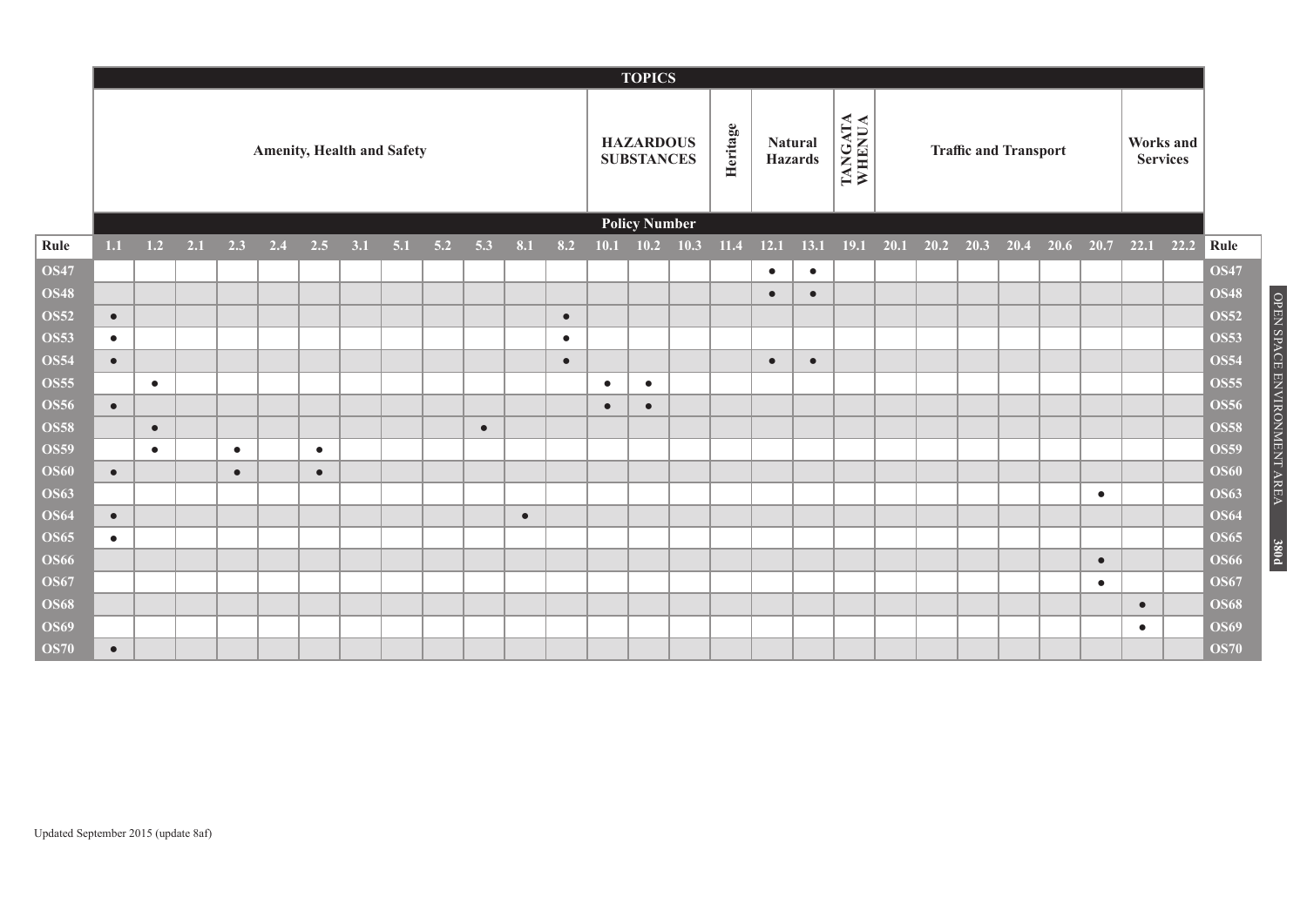| | TOPICS | | | | | | | | | | | | | | | | | | | | | | | | | | | |
|---|---|---|---|---|---|---|---|---|---|---|---|---|---|---|---|---|---|---|---|---|---|---|---|---|---|---|---|---|
| | Amenity, Health and Safety | | | | | | | | | | | | HAZARDOUS SUBSTANCES | | | Heritage | Natural Hazards | | TANGATA WHENUA | Traffic and Transport | | | | | | Works and Services | | |
| | Policy Number | | | | | | | | | | | | | | | | | | | | | | | | | | | |
| Rule | 1.1 | 1.2 | 2.1 | 2.3 | 2.4 | 2.5 | 3.1 | 5.1 | 5.2 | 5.3 | 8.1 | 8.2 | 10.1 | 10.2 | 10.3 | 11.4 | 12.1 | 13.1 | 19.1 | 20.1 | 20.2 | 20.3 | 20.4 | 20.6 | 20.7 | 22.1 | 22.2 | Rule |
| OS47 | | | | | | | | | | | | | | | | | ● | ● | | | | | | | | | | OS47 |
| OS48 | | | | | | | | | | | | | | | | | ● | ● | | | | | | | | | | OS48 |
| OS52 | ● | | | | | | | | | | | ● | | | | | | | | | | | | | | | | OS52 |
| OS53 | ● | | | | | | | | | | | ● | | | | | | | | | | | | | | | | OS53 |
| OS54 | ● | | | | | | | | | | | ● | | | | | ● | ● | | | | | | | | | | OS54 |
| OS55 | | ● | | | | | | | | | | | ● | ● | | | | | | | | | | | | | | OS55 |
| OS56 | ● | | | | | | | | | | | | ● | ● | | | | | | | | | | | | | | OS56 |
| OS58 | | ● | | | | | | | | ● | | | | | | | | | | | | | | | | | | OS58 |
| OS59 | | ● | | ● | | ● | | | | | | | | | | | | | | | | | | | | | | OS59 |
| OS60 | ● | | | ● | | ● | | | | | | | | | | | | | | | | | | | | | | OS60 |
| OS63 | | | | | | | | | | | | | | | | | | | | | | | | | ● | | | OS63 |
| OS64 | ● | | | | | | | | | | ● | | | | | | | | | | | | | | | | | OS64 |
| OS65 | ● | | | | | | | | | | | | | | | | | | | | | | | | | | | OS65 |
| OS66 | | | | | | | | | | | | | | | | | | | | | | | | | ● | | | OS66 |
| OS67 | | | | | | | | | | | | | | | | | | | | | | | | | ● | | | OS67 |
| OS68 | | | | | | | | | | | | | | | | | | | | | | | | | | ● | | OS68 |
| OS69 | | | | | | | | | | | | | | | | | | | | | | | | | | ● | | OS69 |
| OS70 | ● | | | | | | | | | | | | | | | | | | | | | | | | | | | OS70 |

Updated September 2015 (update 8af)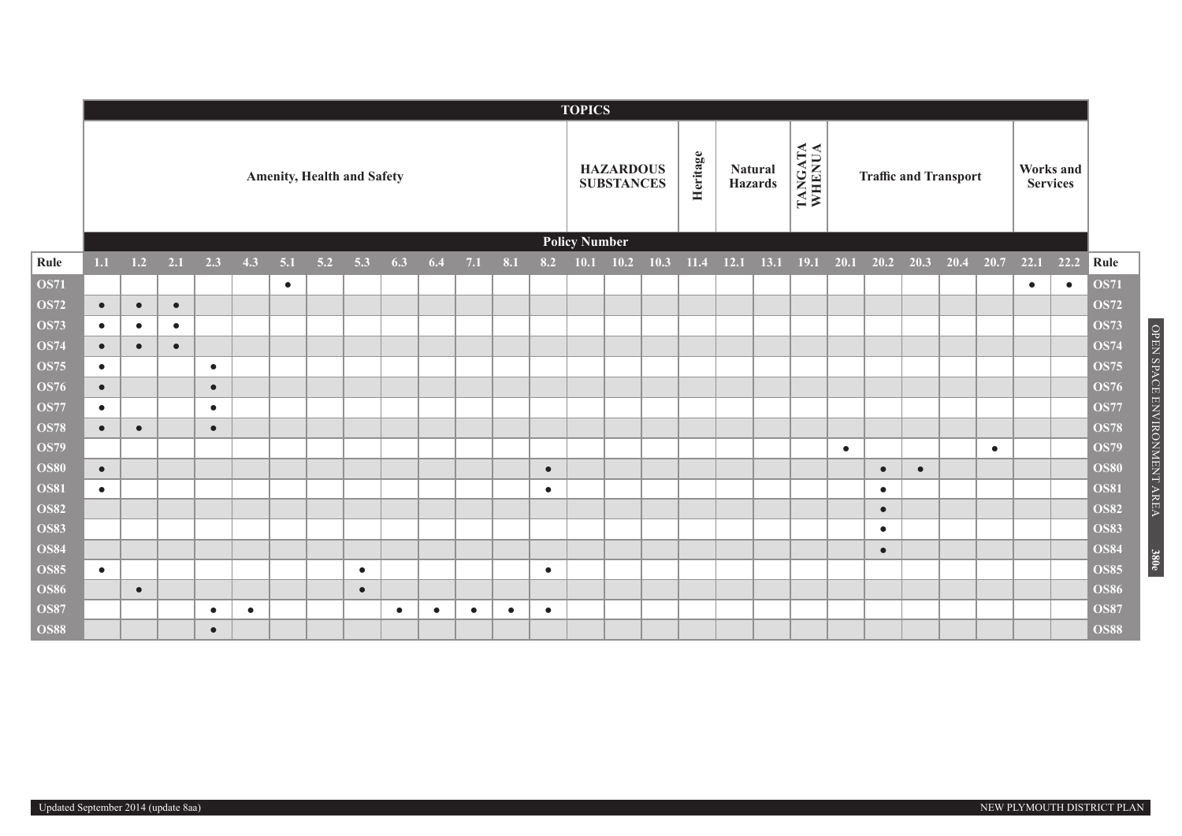| | TOPICS | | | | | | | | | | | | | | | | | | | | | | | | | | | |
|---|---|---|---|---|---|---|---|---|---|---|---|---|---|---|---|---|---|---|---|---|---|---|---|---|---|---|---|---|
| | Amenity, Health and Safety | | | | | | | | | | | | | HAZARDOUS SUBSTANCES | | | Heritage | Natural Hazards | | TANGATA WHENUA | Traffic and Transport | | | | | Works and Services | | |
| | Policy Number | | | | | | | | | | | | | | | | | | | | | | | | | | | |
| Rule | 1.1 | 1.2 | 2.1 | 2.3 | 4.3 | 5.1 | 5.2 | 5.3 | 6.3 | 6.4 | 7.1 | 8.1 | 8.2 | 10.1 | 10.2 | 10.3 | 11.4 | 12.1 | 13.1 | 19.1 | 20.1 | 20.2 | 20.3 | 20.4 | 20.7 | 22.1 | 22.2 | Rule |
| OS71 | | | | | | ● | | | | | | | | | | | | | | | | | | | | ● | ● | OS71 |
| OS72 | ● | ● | ● | | | | | | | | | | | | | | | | | | | | | | | | | OS72 |
| OS73 | ● | ● | ● | | | | | | | | | | | | | | | | | | | | | | | | | OS73 |
| OS74 | ● | ● | ● | | | | | | | | | | | | | | | | | | | | | | | | | OS74 |
| OS75 | ● | | | ● | | | | | | | | | | | | | | | | | | | | | | | | OS75 |
| OS76 | ● | | | ● | | | | | | | | | | | | | | | | | | | | | | | | OS76 |
| OS77 | ● | | | ● | | | | | | | | | | | | | | | | | | | | | | | | OS77 |
| OS78 | ● | ● | | ● | | | | | | | | | | | | | | | | | | | | | | | | OS78 |
| OS79 | | | | | | | | | | | | | | | | | | | | | ● | | | | ● | | | OS79 |
| OS80 | ● | | | | | | | | | | | | ● | | | | | | | | | ● | ● | | | | | OS80 |
| OS81 | ● | | | | | | | | | | | | ● | | | | | | | | | ● | | | | | | OS81 |
| OS82 | | | | | | | | | | | | | | | | | | | | | | ● | | | | | | OS82 |
| OS83 | | | | | | | | | | | | | | | | | | | | | | ● | | | | | | OS83 |
| OS84 | | | | | | | | | | | | | | | | | | | | | | ● | | | | | | OS84 |
| OS85 | ● | | | | | | | ● | | | | | ● | | | | | | | | | | | | | | | OS85 |
| OS86 | | ● | | | | | | ● | | | | | | | | | | | | | | | | | | | | OS86 |
| OS87 | | | | ● | ● | | | | ● | ● | ● | ● | ● | | | | | | | | | | | | | | | OS87 |
| OS88 | | | | ● | | | | | | | | | | | | | | | | | | | | | | | | OS88 |